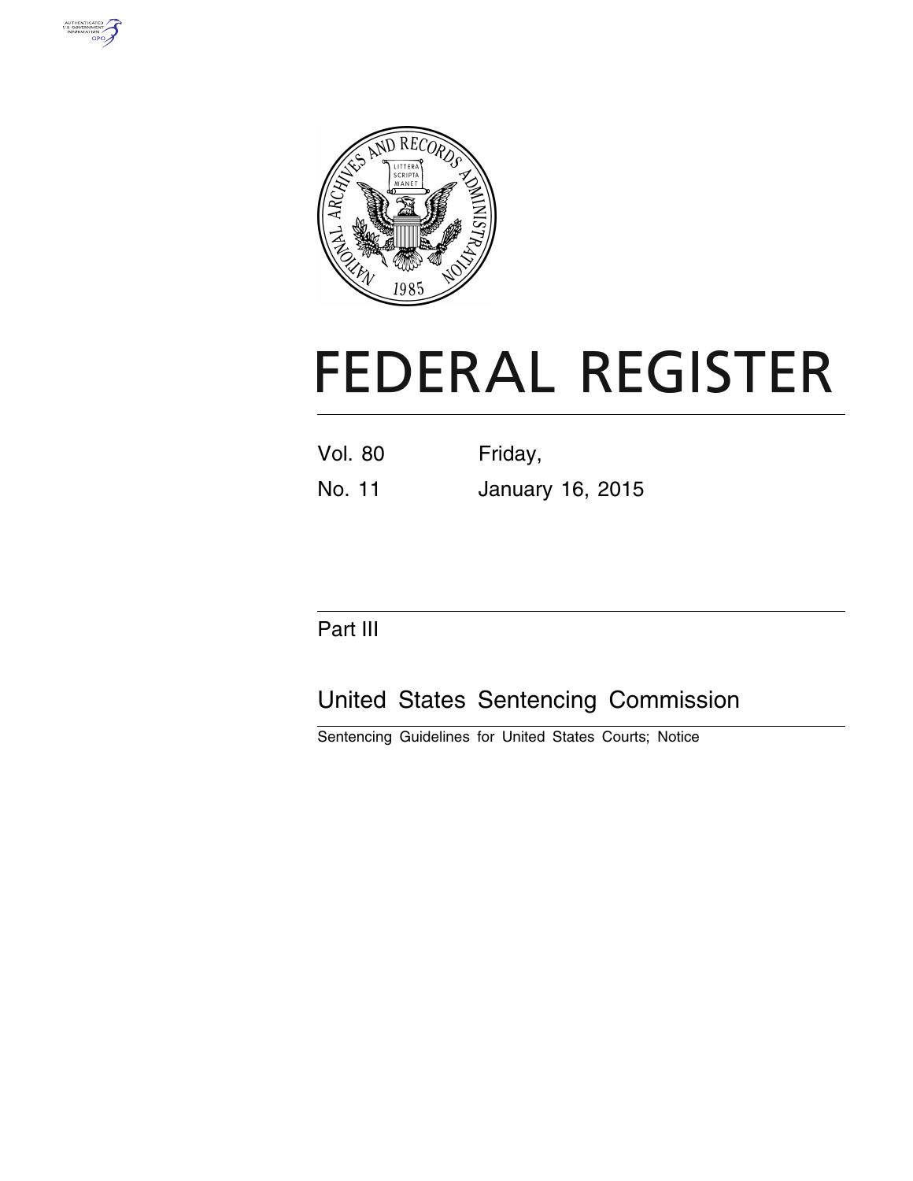# FEDERAL REGISTER

Vol. 80 Friday,

No. 11 January 16, 2015

## Part III

## United States Sentencing Commission

Sentencing Guidelines for United States Courts; Notice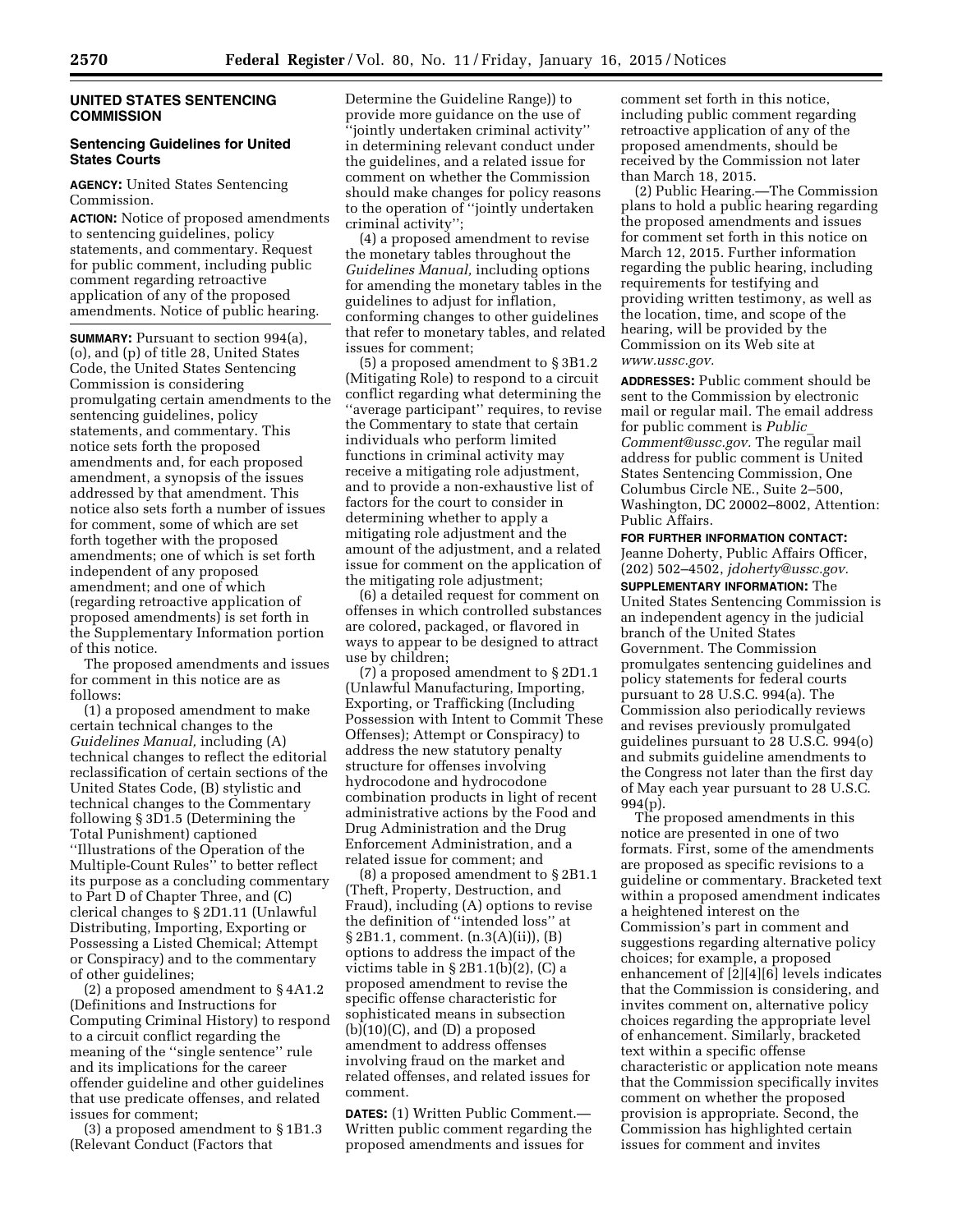## UNITED STATES SENTENCING COMMISSION

### Sentencing Guidelines for United States Courts

**AGENCY:** United States Sentencing Commission.

**ACTION:** Notice of proposed amendments to sentencing guidelines, policy statements, and commentary. Request for public comment, including public comment regarding retroactive application of any of the proposed amendments. Notice of public hearing.

**SUMMARY:** Pursuant to section 994(a), (o), and (p) of title 28, United States Code, the United States Sentencing Commission is considering promulgating certain amendments to the sentencing guidelines, policy statements, and commentary. This notice sets forth the proposed amendments and, for each proposed amendment, a synopsis of the issues addressed by that amendment. This notice also sets forth a number of issues for comment, some of which are set forth together with the proposed amendments; one of which is set forth independent of any proposed amendment; and one of which (regarding retroactive application of proposed amendments) is set forth in the Supplementary Information portion of this notice.

The proposed amendments and issues for comment in this notice are as follows:

(1) a proposed amendment to make certain technical changes to the *Guidelines Manual,* including (A) technical changes to reflect the editorial reclassification of certain sections of the United States Code, (B) stylistic and technical changes to the Commentary following § 3D1.5 (Determining the Total Punishment) captioned ''Illustrations of the Operation of the Multiple-Count Rules'' to better reflect its purpose as a concluding commentary to Part D of Chapter Three, and (C) clerical changes to § 2D1.11 (Unlawful Distributing, Importing, Exporting or Possessing a Listed Chemical; Attempt or Conspiracy) and to the commentary of other guidelines;

(2) a proposed amendment to § 4A1.2 (Definitions and Instructions for Computing Criminal History) to respond to a circuit conflict regarding the meaning of the ''single sentence'' rule and its implications for the career offender guideline and other guidelines that use predicate offenses, and related issues for comment;

(3) a proposed amendment to § 1B1.3 (Relevant Conduct (Factors that Determine the Guideline Range)) to provide more guidance on the use of ''jointly undertaken criminal activity'' in determining relevant conduct under the guidelines, and a related issue for comment on whether the Commission should make changes for policy reasons to the operation of ''jointly undertaken criminal activity'';

(4) a proposed amendment to revise the monetary tables throughout the *Guidelines Manual,* including options for amending the monetary tables in the guidelines to adjust for inflation, conforming changes to other guidelines that refer to monetary tables, and related issues for comment;

(5) a proposed amendment to § 3B1.2 (Mitigating Role) to respond to a circuit conflict regarding what determining the ''average participant'' requires, to revise the Commentary to state that certain individuals who perform limited functions in criminal activity may receive a mitigating role adjustment, and to provide a non-exhaustive list of factors for the court to consider in determining whether to apply a mitigating role adjustment and the amount of the adjustment, and a related issue for comment on the application of the mitigating role adjustment;

(6) a detailed request for comment on offenses in which controlled substances are colored, packaged, or flavored in ways to appear to be designed to attract use by children;

(7) a proposed amendment to § 2D1.1 (Unlawful Manufacturing, Importing, Exporting, or Trafficking (Including Possession with Intent to Commit These Offenses); Attempt or Conspiracy) to address the new statutory penalty structure for offenses involving hydrocodone and hydrocodone combination products in light of recent administrative actions by the Food and Drug Administration and the Drug Enforcement Administration, and a related issue for comment; and

(8) a proposed amendment to § 2B1.1 (Theft, Property, Destruction, and Fraud), including (A) options to revise the definition of ''intended loss'' at § 2B1.1, comment. (n.3(A)(ii)), (B) options to address the impact of the victims table in § 2B1.1(b)(2), (C) a proposed amendment to revise the specific offense characteristic for sophisticated means in subsection (b)(10)(C), and (D) a proposed amendment to address offenses involving fraud on the market and related offenses, and related issues for comment.

**DATES:** (1) Written Public Comment.—Written public comment regarding the proposed amendments and issues for comment set forth in this notice, including public comment regarding retroactive application of any of the proposed amendments, should be received by the Commission not later than March 18, 2015.

(2) Public Hearing.—The Commission plans to hold a public hearing regarding the proposed amendments and issues for comment set forth in this notice on March 12, 2015. Further information regarding the public hearing, including requirements for testifying and providing written testimony, as well as the location, time, and scope of the hearing, will be provided by the Commission on its Web site at *www.ussc.gov.*

**ADDRESSES:** Public comment should be sent to the Commission by electronic mail or regular mail. The email address for public comment is *Public_Comment@ussc.gov.* The regular mail address for public comment is United States Sentencing Commission, One Columbus Circle NE., Suite 2–500, Washington, DC 20002–8002, Attention: Public Affairs.

**FOR FURTHER INFORMATION CONTACT:** Jeanne Doherty, Public Affairs Officer, (202) 502–4502, *jdoherty@ussc.gov.*

**SUPPLEMENTARY INFORMATION:** The United States Sentencing Commission is an independent agency in the judicial branch of the United States Government. The Commission promulgates sentencing guidelines and policy statements for federal courts pursuant to 28 U.S.C. 994(a). The Commission also periodically reviews and revises previously promulgated guidelines pursuant to 28 U.S.C. 994(o) and submits guideline amendments to the Congress not later than the first day of May each year pursuant to 28 U.S.C. 994(p).

The proposed amendments in this notice are presented in one of two formats. First, some of the amendments are proposed as specific revisions to a guideline or commentary. Bracketed text within a proposed amendment indicates a heightened interest on the Commission's part in comment and suggestions regarding alternative policy choices; for example, a proposed enhancement of [2][4][6] levels indicates that the Commission is considering, and invites comment on, alternative policy choices regarding the appropriate level of enhancement. Similarly, bracketed text within a specific offense characteristic or application note means that the Commission specifically invites comment on whether the proposed provision is appropriate. Second, the Commission has highlighted certain issues for comment and invites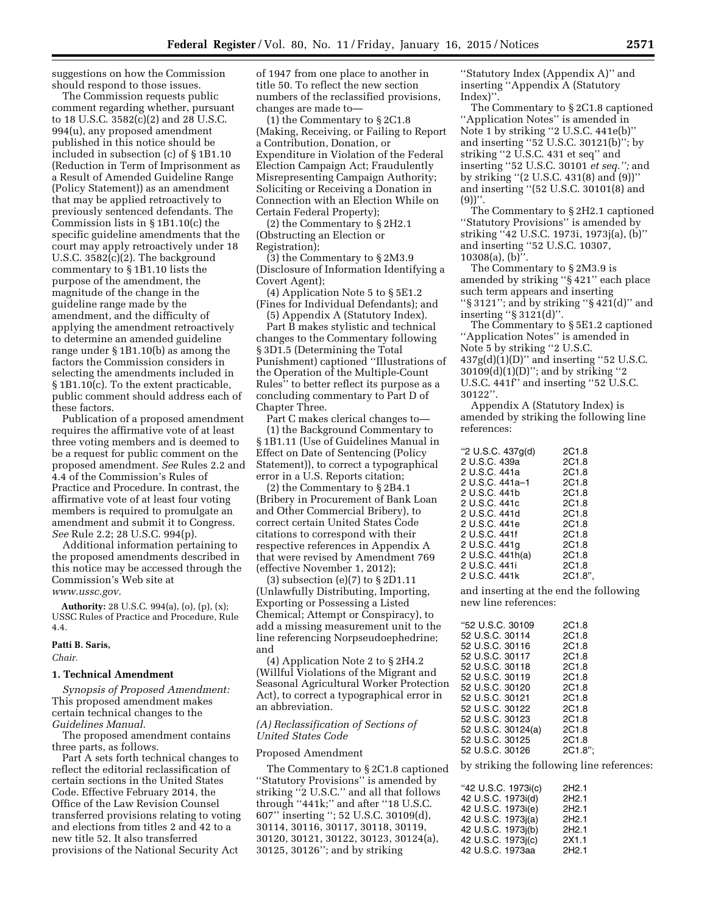suggestions on how the Commission should respond to those issues.

The Commission requests public comment regarding whether, pursuant to 18 U.S.C. 3582(c)(2) and 28 U.S.C. 994(u), any proposed amendment published in this notice should be included in subsection (c) of §1B1.10 (Reduction in Term of Imprisonment as a Result of Amended Guideline Range (Policy Statement)) as an amendment that may be applied retroactively to previously sentenced defendants. The Commission lists in §1B1.10(c) the specific guideline amendments that the court may apply retroactively under 18 U.S.C. 3582(c)(2). The background commentary to §1B1.10 lists the purpose of the amendment, the magnitude of the change in the guideline range made by the amendment, and the difficulty of applying the amendment retroactively to determine an amended guideline range under §1B1.10(b) as among the factors the Commission considers in selecting the amendments included in §1B1.10(c). To the extent practicable, public comment should address each of these factors.

Publication of a proposed amendment requires the affirmative vote of at least three voting members and is deemed to be a request for public comment on the proposed amendment. *See* Rules 2.2 and 4.4 of the Commission's Rules of Practice and Procedure. In contrast, the affirmative vote of at least four voting members is required to promulgate an amendment and submit it to Congress. *See* Rule 2.2; 28 U.S.C. 994(p).

Additional information pertaining to the proposed amendments described in this notice may be accessed through the Commission's Web site at *www.ussc.gov*.

**Authority:** 28 U.S.C. 994(a), (o), (p), (x); USSC Rules of Practice and Procedure, Rule 4.4.

**Patti B. Saris,**

*Chair.*

## 1. Technical Amendment

*Synopsis of Proposed Amendment:* This proposed amendment makes certain technical changes to the *Guidelines Manual*.

The proposed amendment contains three parts, as follows.

Part A sets forth technical changes to reflect the editorial reclassification of certain sections in the United States Code. Effective February 2014, the Office of the Law Revision Counsel transferred provisions relating to voting and elections from titles 2 and 42 to a new title 52. It also transferred provisions of the National Security Act of 1947 from one place to another in title 50. To reflect the new section numbers of the reclassified provisions, changes are made to—

(1) the Commentary to §2C1.8 (Making, Receiving, or Failing to Report a Contribution, Donation, or Expenditure in Violation of the Federal Election Campaign Act; Fraudulently Misrepresenting Campaign Authority; Soliciting or Receiving a Donation in Connection with an Election While on Certain Federal Property);

(2) the Commentary to §2H2.1 (Obstructing an Election or Registration);

(3) the Commentary to §2M3.9 (Disclosure of Information Identifying a Covert Agent);

(4) Application Note 5 to §5E1.2 (Fines for Individual Defendants); and

(5) Appendix A (Statutory Index).

Part B makes stylistic and technical changes to the Commentary following §3D1.5 (Determining the Total Punishment) captioned "Illustrations of the Operation of the Multiple-Count Rules" to better reflect its purpose as a concluding commentary to Part D of Chapter Three.

Part C makes clerical changes to—

(1) the Background Commentary to §1B1.11 (Use of Guidelines Manual in Effect on Date of Sentencing (Policy Statement)), to correct a typographical error in a U.S. Reports citation;

(2) the Commentary to §2B4.1 (Bribery in Procurement of Bank Loan and Other Commercial Bribery), to correct certain United States Code citations to correspond with their respective references in Appendix A that were revised by Amendment 769 (effective November 1, 2012);

(3) subsection (e)(7) to §2D1.11 (Unlawfully Distributing, Importing, Exporting or Possessing a Listed Chemical; Attempt or Conspiracy), to add a missing measurement unit to the line referencing Norpseudoephedrine; and

(4) Application Note 2 to §2H4.2 (Willful Violations of the Migrant and Seasonal Agricultural Worker Protection Act), to correct a typographical error in an abbreviation.

### *(A) Reclassification of Sections of United States Code*

Proposed Amendment

The Commentary to §2C1.8 captioned "Statutory Provisions" is amended by striking "2 U.S.C." and all that follows through "441k;" and after "18 U.S.C. 607" inserting "; 52 U.S.C. 30109(d), 30114, 30116, 30117, 30118, 30119, 30120, 30121, 30122, 30123, 30124(a), 30125, 30126"; and by striking "Statutory Index (Appendix A)" and inserting "Appendix A (Statutory Index)".

The Commentary to §2C1.8 captioned "Application Notes" is amended in Note 1 by striking "2 U.S.C. 441e(b)" and inserting "52 U.S.C. 30121(b)"; by striking "2 U.S.C. 431 et seq" and inserting "52 U.S.C. 30101 *et seq.*"; and by striking "(2 U.S.C. 431(8) and (9))" and inserting "(52 U.S.C. 30101(8) and (9))".

The Commentary to §2H2.1 captioned "Statutory Provisions" is amended by striking "42 U.S.C. 1973i, 1973j(a), (b)" and inserting "52 U.S.C. 10307, 10308(a), (b)".

The Commentary to §2M3.9 is amended by striking "§421" each place such term appears and inserting "§3121"; and by striking "§421(d)" and inserting "§3121(d)".

The Commentary to §5E1.2 captioned "Application Notes" is amended in Note 5 by striking "2 U.S.C. 437g(d)(1)(D)" and inserting "52 U.S.C. 30109(d)(1)(D)"; and by striking "2 U.S.C. 441f" and inserting "52 U.S.C. 30122".

Appendix A (Statutory Index) is amended by striking the following line references:

```
"2 U.S.C. 437g(d)     2C1.8
2 U.S.C. 439a         2C1.8
2 U.S.C. 441a         2C1.8
2 U.S.C. 441a–1       2C1.8
2 U.S.C. 441b         2C1.8
2 U.S.C. 441c         2C1.8
2 U.S.C. 441d         2C1.8
2 U.S.C. 441e         2C1.8
2 U.S.C. 441f         2C1.8
2 U.S.C. 441g         2C1.8
2 U.S.C. 441h(a)      2C1.8
2 U.S.C. 441i         2C1.8
2 U.S.C. 441k         2C1.8",
```

and inserting at the end the following new line references:

```
"52 U.S.C. 30109      2C1.8
52 U.S.C. 30114       2C1.8
52 U.S.C. 30116       2C1.8
52 U.S.C. 30117       2C1.8
52 U.S.C. 30118       2C1.8
52 U.S.C. 30119       2C1.8
52 U.S.C. 30120       2C1.8
52 U.S.C. 30121       2C1.8
52 U.S.C. 30122       2C1.8
52 U.S.C. 30123       2C1.8
52 U.S.C. 30124(a)    2C1.8
52 U.S.C. 30125       2C1.8
52 U.S.C. 30126       2C1.8";
```

by striking the following line references:

```
"42 U.S.C. 1973i(c)   2H2.1
42 U.S.C. 1973i(d)    2H2.1
42 U.S.C. 1973i(e)    2H2.1
42 U.S.C. 1973j(a)    2H2.1
42 U.S.C. 1973j(b)    2H2.1
42 U.S.C. 1973j(c)    2X1.1
42 U.S.C. 1973aa      2H2.1
```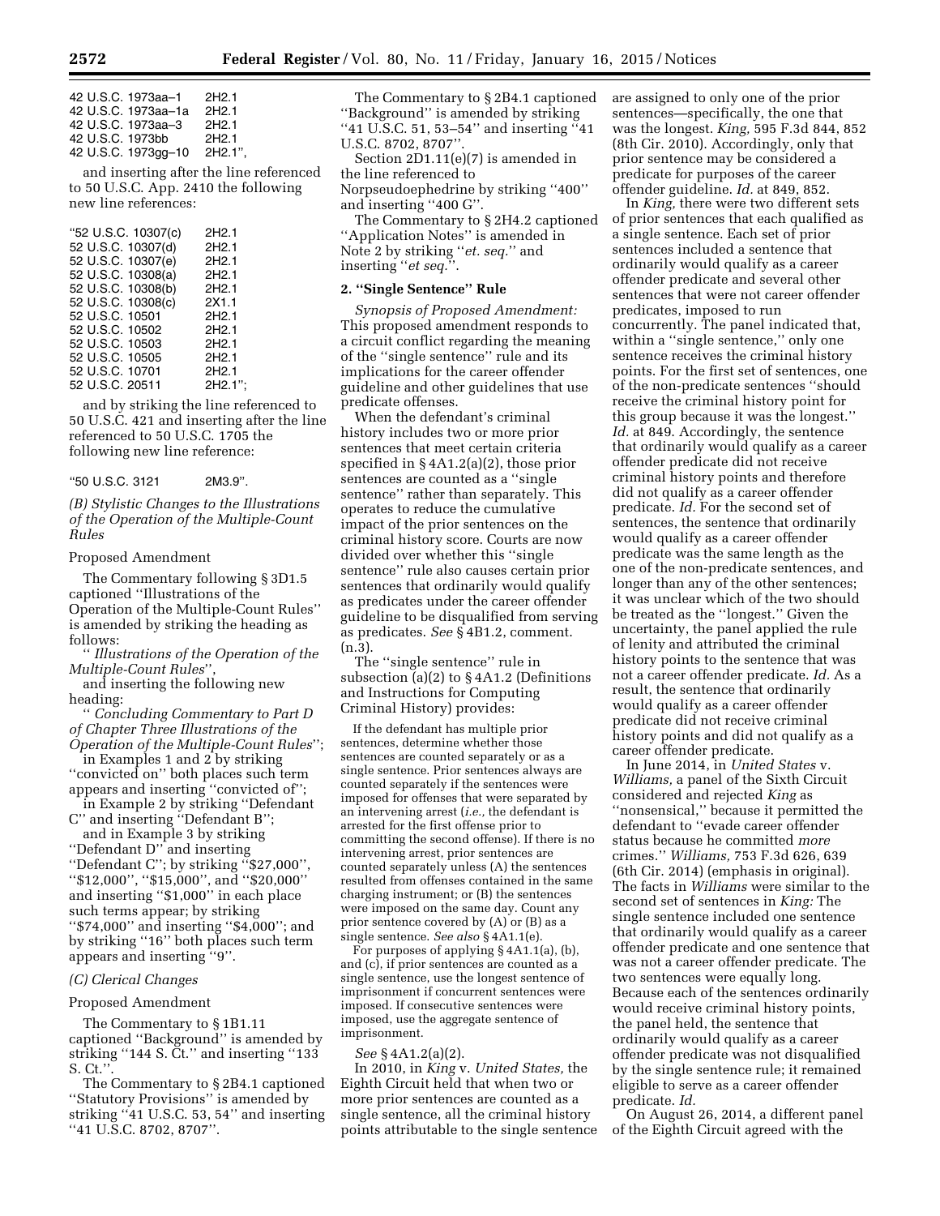| | |
|---|---|
| 42 U.S.C. 1973aa–1 | 2H2.1 |
| 42 U.S.C. 1973aa–1a | 2H2.1 |
| 42 U.S.C. 1973aa–3 | 2H2.1 |
| 42 U.S.C. 1973bb | 2H2.1 |
| 42 U.S.C. 1973gg–10 | 2H2.1", |

and inserting after the line referenced to 50 U.S.C. App. 2410 the following new line references:

| | |
|---|---|
| "52 U.S.C. 10307(c) | 2H2.1 |
| 52 U.S.C. 10307(d) | 2H2.1 |
| 52 U.S.C. 10307(e) | 2H2.1 |
| 52 U.S.C. 10308(a) | 2H2.1 |
| 52 U.S.C. 10308(b) | 2H2.1 |
| 52 U.S.C. 10308(c) | 2X1.1 |
| 52 U.S.C. 10501 | 2H2.1 |
| 52 U.S.C. 10502 | 2H2.1 |
| 52 U.S.C. 10503 | 2H2.1 |
| 52 U.S.C. 10505 | 2H2.1 |
| 52 U.S.C. 10701 | 2H2.1 |
| 52 U.S.C. 20511 | 2H2.1"; |

and by striking the line referenced to 50 U.S.C. 421 and inserting after the line referred to 50 U.S.C. 1705 the following new line reference:

"50 U.S.C. 3121 2M3.9".

*(B) Stylistic Changes to the Illustrations of the Operation of the Multiple-Count Rules*

Proposed Amendment

The Commentary following § 3D1.5 captioned "Illustrations of the Operation of the Multiple-Count Rules" is amended by striking the heading as follows:

" *Illustrations of the Operation of the Multiple-Count Rules*",

and inserting the following new heading:

" *Concluding Commentary to Part D of Chapter Three Illustrations of the Operation of the Multiple-Count Rules*";

in Examples 1 and 2 by striking "convicted on" both places such term appears and inserting "convicted of";

in Example 2 by striking "Defendant C" and inserting "Defendant B";

and in Example 3 by striking "Defendant D" and inserting "Defendant C"; by striking "$27,000", "$12,000", "$15,000", and "$20,000" and inserting "$1,000" in each place such terms appear; by striking "$74,000" and inserting "$4,000"; and by striking "16" both places such term appears and inserting "9".

*(C) Clerical Changes*

Proposed Amendment

The Commentary to § 1B1.11 captioned "Background" is amended by striking "144 S. Ct." and inserting "133 S. Ct.".

The Commentary to § 2B4.1 captioned "Statutory Provisions" is amended by striking "41 U.S.C. 53, 54" and inserting "41 U.S.C. 8702, 8707".

The Commentary to § 2B4.1 captioned "Background" is amended by striking "41 U.S.C. 51, 53–54" and inserting "41 U.S.C. 8702, 8707".

Section 2D1.11(e)(7) is amended in the line referenced to Norpseudoephedrine by striking "400" and inserting "400 G".

The Commentary to § 2H4.2 captioned "Application Notes" is amended in Note 2 by striking "*et. seq.*" and inserting "*et seq.*".

**2. "Single Sentence" Rule**

*Synopsis of Proposed Amendment:* This proposed amendment responds to a circuit conflict regarding the meaning of the "single sentence" rule and its implications for the career offender guideline and other guidelines that use predicate offenses.

When the defendant's criminal history includes two or more prior sentences that meet certain criteria specified in § 4A1.2(a)(2), those prior sentences are counted as a "single sentence" rather than separately. This operates to reduce the cumulative impact of the prior sentences on the criminal history score. Courts are now divided over whether this "single sentence" rule also causes certain prior sentences that ordinarily would qualify as predicates under the career offender guideline to be disqualified from serving as predicates. *See* § 4B1.2, comment. (n.3).

The "single sentence" rule in subsection (a)(2) to § 4A1.2 (Definitions and Instructions for Computing Criminal History) provides:

> If the defendant has multiple prior sentences, determine whether those sentences are counted separately or as a single sentence. Prior sentences always are counted separately if the sentences were imposed for offenses that were separated by an intervening arrest (*i.e.,* the defendant is arrested for the first offense prior to committing the second offense). If there is no intervening arrest, prior sentences are counted separately unless (A) the sentences resulted from offenses contained in the same charging instrument; or (B) the sentences were imposed on the same day. Count any prior sentence covered by (A) or (B) as a single sentence. *See also* § 4A1.1(e).
>
> For purposes of applying § 4A1.1(a), (b), and (c), if prior sentences are counted as a single sentence, use the longest sentence of imprisonment if concurrent sentences were imposed. If consecutive sentences were imposed, use the aggregate sentence of imprisonment.

*See* § 4A1.2(a)(2).

In 2010, in *King* v. *United States,* the Eighth Circuit held that when two or more prior sentences are counted as a single sentence, all the criminal history points attributable to the single sentence are assigned to only one of the prior sentences—specifically, the one that was the longest. *King,* 595 F.3d 844, 852 (8th Cir. 2010). Accordingly, only that prior sentence may be considered a predicate for purposes of the career offender guideline. *Id.* at 849, 852.

In *King,* there were two different sets of prior sentences that each qualified as a single sentence. Each set of prior sentences included a sentence that ordinarily would qualify as a career offender predicate and several other sentences that were not career offender predicates, imposed to run concurrently. The panel indicated that, within a "single sentence," only one sentence receives the criminal history points. For the first set of sentences, one of the non-predicate sentences "should receive the criminal history point for this group because it was the longest." *Id.* at 849. Accordingly, the sentence that ordinarily would qualify as a career offender predicate did not receive criminal history points and therefore did not qualify as a career offender predicate. *Id.* For the second set of sentences, the sentence that ordinarily would qualify as a career offender predicate was the same length as the one of the non-predicate sentences, and longer than any of the other sentences; it was unclear which of the two should be treated as the "longest." Given the uncertainty, the panel applied the rule of lenity and attributed the criminal history points to the sentence that was not a career offender predicate. *Id.* As a result, the sentence that ordinarily would qualify as a career offender predicate did not receive criminal history points and did not qualify as a career offender predicate.

In June 2014, in *United States* v. *Williams,* a panel of the Sixth Circuit considered and rejected *King* as "nonsensical," because it permitted the defendant to "evade career offender status because he committed *more* crimes." *Williams,* 753 F.3d 626, 639 (6th Cir. 2014) (emphasis in original). The facts in *Williams* were similar to the second set of sentences in *King:* The single sentence included one sentence that ordinarily would qualify as a career offender predicate and one sentence that was not a career offender predicate. The two sentences were equally long. Because each of the sentences ordinarily would receive criminal history points, the panel held, the sentence that ordinarily would qualify as a career offender predicate was not disqualified by the single sentence rule; it remained eligible to serve as a career offender predicate. *Id.*

On August 26, 2014, a different panel of the Eighth Circuit agreed with the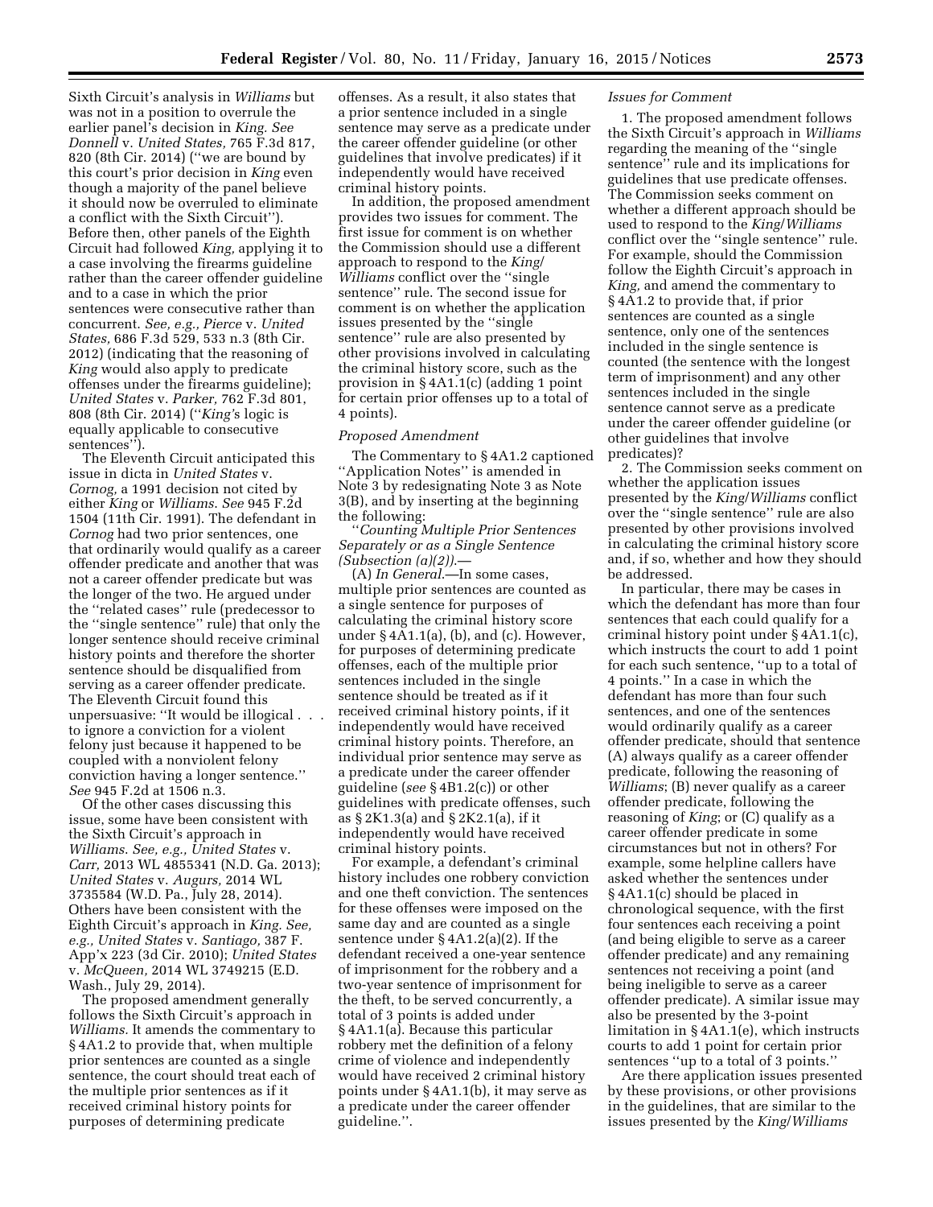Sixth Circuit's analysis in *Williams* but was not in a position to overrule the earlier panel's decision in *King. See Donnell* v. *United States,* 765 F.3d 817, 820 (8th Cir. 2014) (''we are bound by this court's prior decision in *King* even though a majority of the panel believe it should now be overruled to eliminate a conflict with the Sixth Circuit''). Before then, other panels of the Eighth Circuit had followed *King,* applying it to a case involving the firearms guideline rather than the career offender guideline and to a case in which the prior sentences were consecutive rather than concurrent. *See, e.g., Pierce* v. *United States,* 686 F.3d 529, 533 n.3 (8th Cir. 2012) (indicating that the reasoning of *King* would also apply to predicate offenses under the firearms guideline); *United States* v. *Parker,* 762 F.3d 801, 808 (8th Cir. 2014) (''*King'*s logic is equally applicable to consecutive sentences'').

The Eleventh Circuit anticipated this issue in dicta in *United States* v. *Cornog,* a 1991 decision not cited by either *King* or *Williams. See* 945 F.2d 1504 (11th Cir. 1991). The defendant in *Cornog* had two prior sentences, one that ordinarily would qualify as a career offender predicate and another that was not a career offender predicate but was the longer of the two. He argued under the ''related cases'' rule (predecessor to the ''single sentence'' rule) that only the longer sentence should receive criminal history points and therefore the shorter sentence should be disqualified from serving as a career offender predicate. The Eleventh Circuit found this unpersuasive: ''It would be illogical . . . to ignore a conviction for a violent felony just because it happened to be coupled with a nonviolent felony conviction having a longer sentence.'' *See* 945 F.2d at 1506 n.3.

Of the other cases discussing this issue, some have been consistent with the Sixth Circuit's approach in *Williams. See, e.g., United States* v. *Carr,* 2013 WL 4855341 (N.D. Ga. 2013); *United States* v. *Augurs,* 2014 WL 3735584 (W.D. Pa., July 28, 2014). Others have been consistent with the Eighth Circuit's approach in *King. See, e.g., United States* v. *Santiago,* 387 F. App'x 223 (3d Cir. 2010); *United States* v. *McQueen,* 2014 WL 3749215 (E.D. Wash., July 29, 2014).

The proposed amendment generally follows the Sixth Circuit's approach in *Williams.* It amends the commentary to § 4A1.2 to provide that, when multiple prior sentences are counted as a single sentence, the court should treat each of the multiple prior sentences as if it received criminal history points for purposes of determining predicate offenses. As a result, it also states that a prior sentence included in a single sentence may serve as a predicate under the career offender guideline (or other guidelines that involve predicates) if it independently would have received criminal history points.

In addition, the proposed amendment provides two issues for comment. The first issue for comment is on whether the Commission should use a different approach to respond to the *King*/*Williams* conflict over the ''single sentence'' rule. The second issue for comment is on whether the application issues presented by the ''single sentence'' rule are also presented by other provisions involved in calculating the criminal history score, such as the provision in § 4A1.1(c) (adding 1 point for certain prior offenses up to a total of 4 points).

*Proposed Amendment*

The Commentary to § 4A1.2 captioned ''Application Notes'' is amended in Note 3 by redesignating Note 3 as Note 3(B), and by inserting at the beginning the following:

''*Counting Multiple Prior Sentences Separately or as a Single Sentence (Subsection (a)(2)).*—

(A) *In General.*—In some cases, multiple prior sentences are counted as a single sentence for purposes of calculating the criminal history score under § 4A1.1(a), (b), and (c). However, for purposes of determining predicate offenses, each of the multiple prior sentences included in the single sentence should be treated as if it received criminal history points, if it independently would have received criminal history points. Therefore, an individual prior sentence may serve as a predicate under the career offender guideline (*see* § 4B1.2(c)) or other guidelines with predicate offenses, such as § 2K1.3(a) and § 2K2.1(a), if it independently would have received criminal history points.

For example, a defendant's criminal history includes one robbery conviction and one theft conviction. The sentences for these offenses were imposed on the same day and are counted as a single sentence under § 4A1.2(a)(2). If the defendant received a one-year sentence of imprisonment for the robbery and a two-year sentence of imprisonment for the theft, to be served concurrently, a total of 3 points is added under § 4A1.1(a). Because this particular robbery met the definition of a felony crime of violence and independently would have received 2 criminal history points under § 4A1.1(b), it may serve as a predicate under the career offender guideline.''.

*Issues for Comment*

1. The proposed amendment follows the Sixth Circuit's approach in *Williams* regarding the meaning of the ''single sentence'' rule and its implications for guidelines that use predicate offenses. The Commission seeks comment on whether a different approach should be used to respond to the *King*/*Williams* conflict over the ''single sentence'' rule. For example, should the Commission follow the Eighth Circuit's approach in *King,* and amend the commentary to § 4A1.2 to provide that, if prior sentences are counted as a single sentence, only one of the sentences included in the single sentence is counted (the sentence with the longest term of imprisonment) and any other sentences included in the single sentence cannot serve as a predicate under the career offender guideline (or other guidelines that involve predicates)?

2. The Commission seeks comment on whether the application issues presented by the *King*/*Williams* conflict over the ''single sentence'' rule are also presented by other provisions involved in calculating the criminal history score and, if so, whether and how they should be addressed.

In particular, there may be cases in which the defendant has more than four sentences that each could qualify for a criminal history point under § 4A1.1(c), which instructs the court to add 1 point for each such sentence, ''up to a total of 4 points.'' In a case in which the defendant has more than four such sentences, and one of the sentences would ordinarily qualify as a career offender predicate, should that sentence (A) always qualify as a career offender predicate, following the reasoning of *Williams*; (B) never qualify as a career offender predicate, following the reasoning of *King*; or (C) qualify as a career offender predicate in some circumstances but not in others? For example, some helpline callers have asked whether the sentences under § 4A1.1(c) should be placed in chronological sequence, with the first four sentences each receiving a point (and being eligible to serve as a career offender predicate) and any remaining sentences not receiving a point (and being ineligible to serve as a career offender predicate). A similar issue may also be presented by the 3-point limitation in § 4A1.1(e), which instructs courts to add 1 point for certain prior sentences ''up to a total of 3 points.''

Are there application issues presented by these provisions, or other provisions in the guidelines, that are similar to the issues presented by the *King*/*Williams*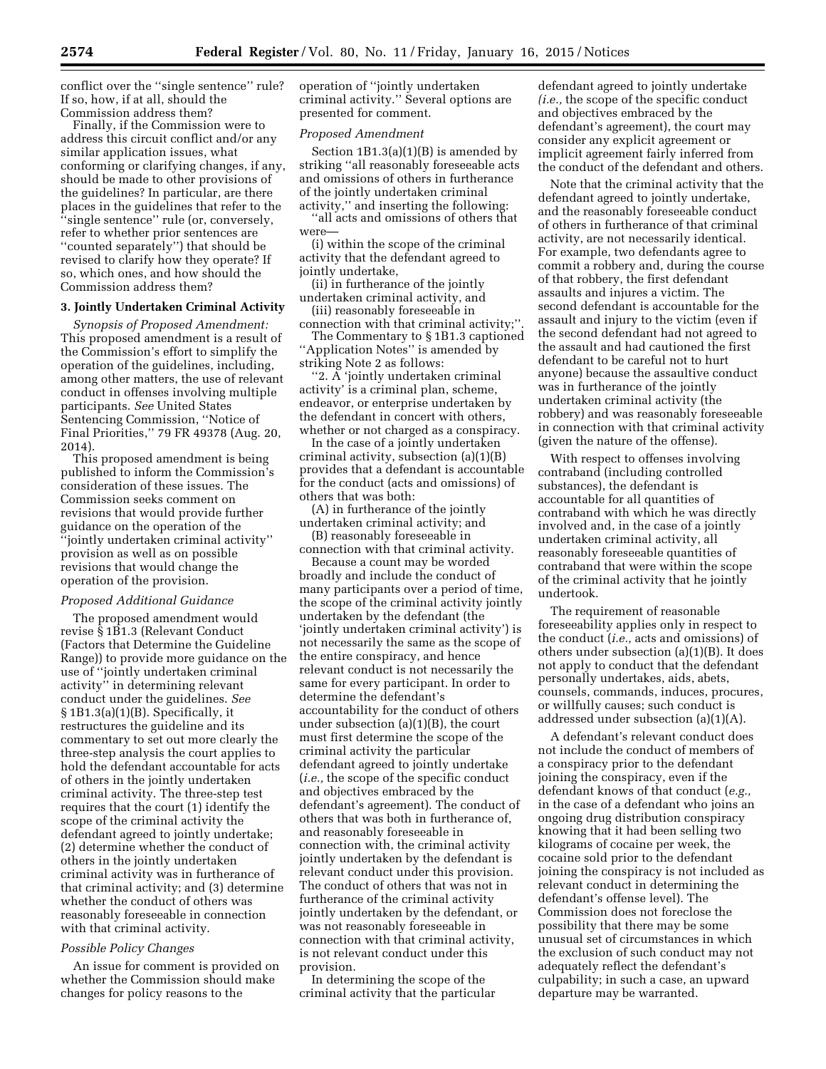conflict over the ''single sentence'' rule? If so, how, if at all, should the Commission address them?

Finally, if the Commission were to address this circuit conflict and/or any similar application issues, what conforming or clarifying changes, if any, should be made to other provisions of the guidelines? In particular, are there places in the guidelines that refer to the ''single sentence'' rule (or, conversely, refer to whether prior sentences are ''counted separately'') that should be revised to clarify how they operate? If so, which ones, and how should the Commission address them?

### 3. Jointly Undertaken Criminal Activity

*Synopsis of Proposed Amendment:* This proposed amendment is a result of the Commission's effort to simplify the operation of the guidelines, including, among other matters, the use of relevant conduct in offenses involving multiple participants. *See* United States Sentencing Commission, ''Notice of Final Priorities,'' 79 FR 49378 (Aug. 20, 2014).

This proposed amendment is being published to inform the Commission's consideration of these issues. The Commission seeks comment on revisions that would provide further guidance on the operation of the ''jointly undertaken criminal activity'' provision as well as on possible revisions that would change the operation of the provision.

*Proposed Additional Guidance*

The proposed amendment would revise § 1B1.3 (Relevant Conduct (Factors that Determine the Guideline Range)) to provide more guidance on the use of ''jointly undertaken criminal activity'' in determining relevant conduct under the guidelines. *See* § 1B1.3(a)(1)(B). Specifically, it restructures the guideline and its commentary to set out more clearly the three-step analysis the court applies to hold the defendant accountable for acts of others in the jointly undertaken criminal activity. The three-step test requires that the court (1) identify the scope of the criminal activity the defendant agreed to jointly undertake; (2) determine whether the conduct of others in the jointly undertaken criminal activity was in furtherance of that criminal activity; and (3) determine whether the conduct of others was reasonably foreseeable in connection with that criminal activity.

*Possible Policy Changes*

An issue for comment is provided on whether the Commission should make changes for policy reasons to the operation of ''jointly undertaken criminal activity.'' Several options are presented for comment.

*Proposed Amendment*

Section 1B1.3(a)(1)(B) is amended by striking ''all reasonably foreseeable acts and omissions of others in furtherance of the jointly undertaken criminal activity,'' and inserting the following:

''all acts and omissions of others that were—

(i) within the scope of the criminal activity that the defendant agreed to jointly undertake,

(ii) in furtherance of the jointly undertaken criminal activity, and

(iii) reasonably foreseeable in connection with that criminal activity;''.

The Commentary to § 1B1.3 captioned ''Application Notes'' is amended by striking Note 2 as follows:

''2. A 'jointly undertaken criminal activity' is a criminal plan, scheme, endeavor, or enterprise undertaken by the defendant in concert with others, whether or not charged as a conspiracy.

In the case of a jointly undertaken criminal activity, subsection (a)(1)(B) provides that a defendant is accountable for the conduct (acts and omissions) of others that was both:

(A) in furtherance of the jointly undertaken criminal activity; and

(B) reasonably foreseeable in connection with that criminal activity.

Because a count may be worded broadly and include the conduct of many participants over a period of time, the scope of the criminal activity jointly undertaken by the defendant (the 'jointly undertaken criminal activity') is not necessarily the same as the scope of the entire conspiracy, and hence relevant conduct is not necessarily the same for every participant. In order to determine the defendant's accountability for the conduct of others under subsection (a)(1)(B), the court must first determine the scope of the criminal activity the particular defendant agreed to jointly undertake (*i.e.,* the scope of the specific conduct and objectives embraced by the defendant's agreement). The conduct of others that was both in furtherance of, and reasonably foreseeable in connection with, the criminal activity jointly undertaken by the defendant is relevant conduct under this provision. The conduct of others that was not in furtherance of the criminal activity jointly undertaken by the defendant, or was not reasonably foreseeable in connection with that criminal activity, is not relevant conduct under this provision.

In determining the scope of the criminal activity that the particular defendant agreed to jointly undertake *(i.e.,* the scope of the specific conduct and objectives embraced by the defendant's agreement), the court may consider any explicit agreement or implicit agreement fairly inferred from the conduct of the defendant and others.

Note that the criminal activity that the defendant agreed to jointly undertake, and the reasonably foreseeable conduct of others in furtherance of that criminal activity, are not necessarily identical. For example, two defendants agree to commit a robbery and, during the course of that robbery, the first defendant assaults and injures a victim. The second defendant is accountable for the assault and injury to the victim (even if the second defendant had not agreed to the assault and had cautioned the first defendant to be careful not to hurt anyone) because the assaultive conduct was in furtherance of the jointly undertaken criminal activity (the robbery) and was reasonably foreseeable in connection with that criminal activity (given the nature of the offense).

With respect to offenses involving contraband (including controlled substances), the defendant is accountable for all quantities of contraband with which he was directly involved and, in the case of a jointly undertaken criminal activity, all reasonably foreseeable quantities of contraband that were within the scope of the criminal activity that he jointly undertook.

The requirement of reasonable foreseeability applies only in respect to the conduct (*i.e.,* acts and omissions) of others under subsection (a)(1)(B). It does not apply to conduct that the defendant personally undertakes, aids, abets, counsels, commands, induces, procures, or willfully causes; such conduct is addressed under subsection (a)(1)(A).

A defendant's relevant conduct does not include the conduct of members of a conspiracy prior to the defendant joining the conspiracy, even if the defendant knows of that conduct (*e.g.,* in the case of a defendant who joins an ongoing drug distribution conspiracy knowing that it had been selling two kilograms of cocaine per week, the cocaine sold prior to the defendant joining the conspiracy is not included as relevant conduct in determining the defendant's offense level). The Commission does not foreclose the possibility that there may be some unusual set of circumstances in which the exclusion of such conduct may not adequately reflect the defendant's culpability; in such a case, an upward departure may be warranted.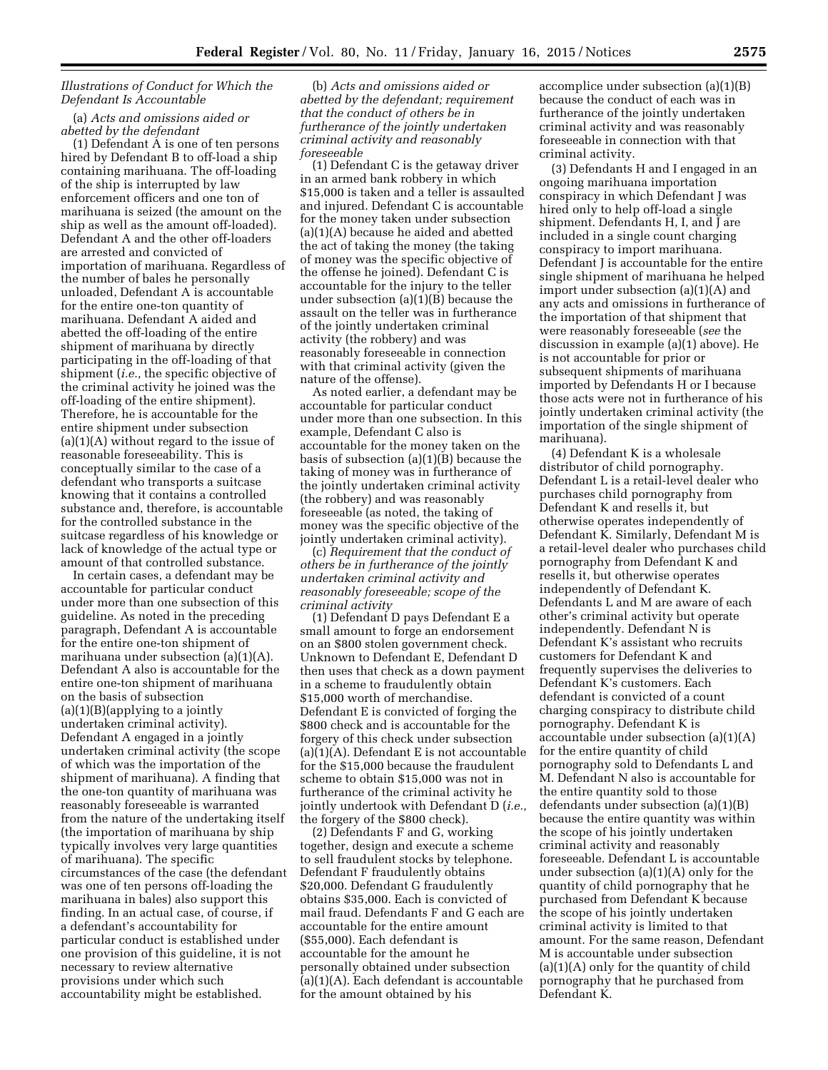*Illustrations of Conduct for Which the Defendant Is Accountable*

(a) *Acts and omissions aided or abetted by the defendant*

(1) Defendant A is one of ten persons hired by Defendant B to off-load a ship containing marihuana. The off-loading of the ship is interrupted by law enforcement officers and one ton of marihuana is seized (the amount on the ship as well as the amount off-loaded). Defendant A and the other off-loaders are arrested and convicted of importation of marihuana. Regardless of the number of bales he personally unloaded, Defendant A is accountable for the entire one-ton quantity of marihuana. Defendant A aided and abetted the off-loading of the entire shipment of marihuana by directly participating in the off-loading of that shipment (*i.e.,* the specific objective of the criminal activity he joined was the off-loading of the entire shipment). Therefore, he is accountable for the entire shipment under subsection (a)(1)(A) without regard to the issue of reasonable foreseeability. This is conceptually similar to the case of a defendant who transports a suitcase knowing that it contains a controlled substance and, therefore, is accountable for the controlled substance in the suitcase regardless of his knowledge or lack of knowledge of the actual type or amount of that controlled substance.

In certain cases, a defendant may be accountable for particular conduct under more than one subsection of this guideline. As noted in the preceding paragraph, Defendant A is accountable for the entire one-ton shipment of marihuana under subsection (a)(1)(A). Defendant A also is accountable for the entire one-ton shipment of marihuana on the basis of subsection (a)(1)(B)(applying to a jointly undertaken criminal activity). Defendant A engaged in a jointly undertaken criminal activity (the scope of which was the importation of the shipment of marihuana). A finding that the one-ton quantity of marihuana was reasonably foreseeable is warranted from the nature of the undertaking itself (the importation of marihuana by ship typically involves very large quantities of marihuana). The specific circumstances of the case (the defendant was one of ten persons off-loading the marihuana in bales) also support this finding. In an actual case, of course, if a defendant's accountability for particular conduct is established under one provision of this guideline, it is not necessary to review alternative provisions under which such accountability might be established.

(b) *Acts and omissions aided or abetted by the defendant; requirement that the conduct of others be in furtherance of the jointly undertaken criminal activity and reasonably foreseeable*

(1) Defendant C is the getaway driver in an armed bank robbery in which $15,000 is taken and a teller is assaulted and injured. Defendant C is accountable for the money taken under subsection (a)(1)(A) because he aided and abetted the act of taking the money (the taking of money was the specific objective of the offense he joined). Defendant C is accountable for the injury to the teller under subsection (a)(1)(B) because the assault on the teller was in furtherance of the jointly undertaken criminal activity (the robbery) and was reasonably foreseeable in connection with that criminal activity (given the nature of the offense).

As noted earlier, a defendant may be accountable for particular conduct under more than one subsection. In this example, Defendant C also is accountable for the money taken on the basis of subsection (a)(1)(B) because the taking of money was in furtherance of the jointly undertaken criminal activity (the robbery) and was reasonably foreseeable (as noted, the taking of money was the specific objective of the jointly undertaken criminal activity).

(c) *Requirement that the conduct of others be in furtherance of the jointly undertaken criminal activity and reasonably foreseeable; scope of the criminal activity*

(1) Defendant D pays Defendant E a small amount to forge an endorsement on an $800 stolen government check. Unknown to Defendant E, Defendant D then uses that check as a down payment in a scheme to fraudulently obtain $15,000 worth of merchandise. Defendant E is convicted of forging the $800 check and is accountable for the forgery of this check under subsection (a)(1)(A). Defendant E is not accountable for the $15,000 because the fraudulent scheme to obtain $15,000 was not in furtherance of the criminal activity he jointly undertook with Defendant D (*i.e.,* the forgery of the $800 check).

(2) Defendants F and G, working together, design and execute a scheme to sell fraudulent stocks by telephone. Defendant F fraudulently obtains $20,000. Defendant G fraudulently obtains $35,000. Each is convicted of mail fraud. Defendants F and G each are accountable for the entire amount ($55,000). Each defendant is accountable for the amount he personally obtained under subsection (a)(1)(A). Each defendant is accountable for the amount obtained by his accomplice under subsection (a)(1)(B) because the conduct of each was in furtherance of the jointly undertaken criminal activity and was reasonably foreseeable in connection with that criminal activity.

(3) Defendants H and I engaged in an ongoing marihuana importation conspiracy in which Defendant J was hired only to help off-load a single shipment. Defendants H, I, and J are included in a single count charging conspiracy to import marihuana. Defendant J is accountable for the entire single shipment of marihuana he helped import under subsection (a)(1)(A) and any acts and omissions in furtherance of the importation of that shipment that were reasonably foreseeable (*see* the discussion in example (a)(1) above). He is not accountable for prior or subsequent shipments of marihuana imported by Defendants H or I because those acts were not in furtherance of his jointly undertaken criminal activity (the importation of the single shipment of marihuana).

(4) Defendant K is a wholesale distributor of child pornography. Defendant L is a retail-level dealer who purchases child pornography from Defendant K and resells it, but otherwise operates independently of Defendant K. Similarly, Defendant M is a retail-level dealer who purchases child pornography from Defendant K and resells it, but otherwise operates independently of Defendant K. Defendants L and M are aware of each other's criminal activity but operate independently. Defendant N is Defendant K's assistant who recruits customers for Defendant K and frequently supervises the deliveries to Defendant K's customers. Each defendant is convicted of a count charging conspiracy to distribute child pornography. Defendant K is accountable under subsection (a)(1)(A) for the entire quantity of child pornography sold to Defendants L and M. Defendant N also is accountable for the entire quantity sold to those defendants under subsection (a)(1)(B) because the entire quantity was within the scope of his jointly undertaken criminal activity and reasonably foreseeable. Defendant L is accountable under subsection (a)(1)(A) only for the quantity of child pornography that he purchased from Defendant K because the scope of his jointly undertaken criminal activity is limited to that amount. For the same reason, Defendant M is accountable under subsection (a)(1)(A) only for the quantity of child pornography that he purchased from Defendant K.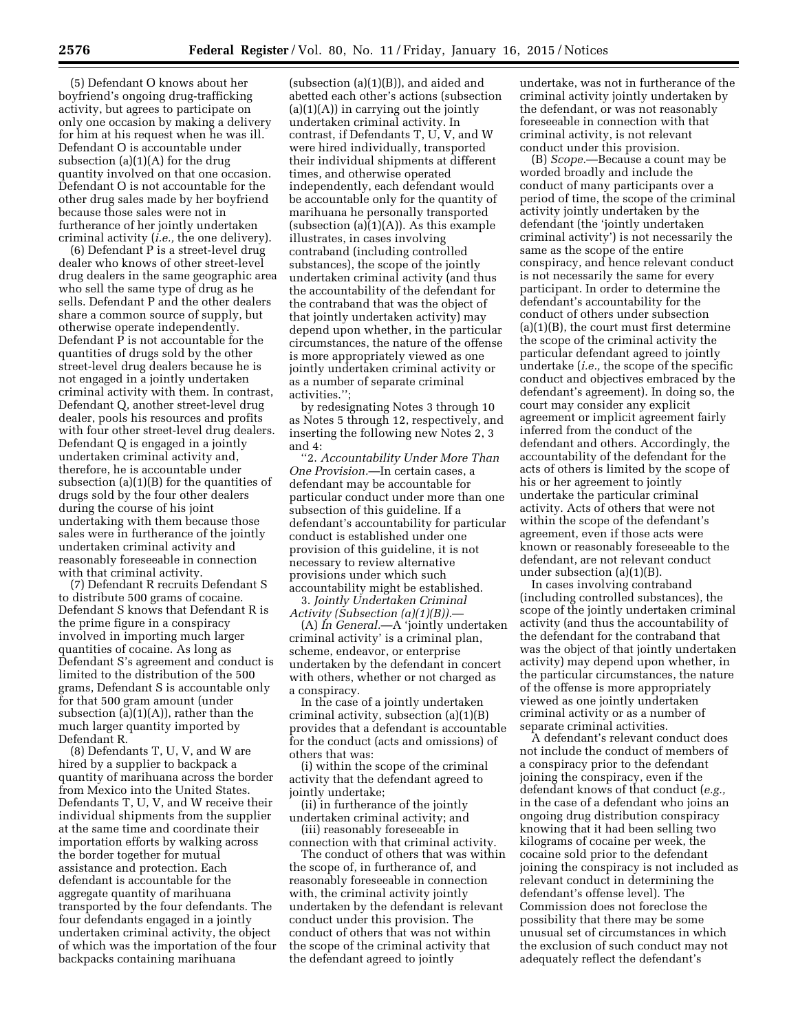(5) Defendant O knows about her boyfriend's ongoing drug-trafficking activity, but agrees to participate on only one occasion by making a delivery for him at his request when he was ill. Defendant O is accountable under subsection (a)(1)(A) for the drug quantity involved on that one occasion. Defendant O is not accountable for the other drug sales made by her boyfriend because those sales were not in furtherance of her jointly undertaken criminal activity (*i.e.,* the one delivery).

(6) Defendant P is a street-level drug dealer who knows of other street-level drug dealers in the same geographic area who sell the same type of drug as he sells. Defendant P and the other dealers share a common source of supply, but otherwise operate independently. Defendant P is not accountable for the quantities of drugs sold by the other street-level drug dealers because he is not engaged in a jointly undertaken criminal activity with them. In contrast, Defendant Q, another street-level drug dealer, pools his resources and profits with four other street-level drug dealers. Defendant Q is engaged in a jointly undertaken criminal activity and, therefore, he is accountable under subsection (a)(1)(B) for the quantities of drugs sold by the four other dealers during the course of his joint undertaking with them because those sales were in furtherance of the jointly undertaken criminal activity and reasonably foreseeable in connection with that criminal activity.

(7) Defendant R recruits Defendant S to distribute 500 grams of cocaine. Defendant S knows that Defendant R is the prime figure in a conspiracy involved in importing much larger quantities of cocaine. As long as Defendant S's agreement and conduct is limited to the distribution of the 500 grams, Defendant S is accountable only for that 500 gram amount (under subsection (a)(1)(A)), rather than the much larger quantity imported by Defendant R.

(8) Defendants T, U, V, and W are hired by a supplier to backpack a quantity of marihuana across the border from Mexico into the United States. Defendants T, U, V, and W receive their individual shipments from the supplier at the same time and coordinate their importation efforts by walking across the border together for mutual assistance and protection. Each defendant is accountable for the aggregate quantity of marihuana transported by the four defendants. The four defendants engaged in a jointly undertaken criminal activity, the object of which was the importation of the four backpacks containing marihuana (subsection (a)(1)(B)), and aided and abetted each other's actions (subsection (a)(1)(A)) in carrying out the jointly undertaken criminal activity. In contrast, if Defendants T, U, V, and W were hired individually, transported their individual shipments at different times, and otherwise operated independently, each defendant would be accountable only for the quantity of marihuana he personally transported (subsection (a)(1)(A)). As this example illustrates, in cases involving contraband (including controlled substances), the scope of the jointly undertaken criminal activity (and thus the accountability of the defendant for the contraband that was the object of that jointly undertaken activity) may depend upon whether, in the particular circumstances, the nature of the offense is more appropriately viewed as one jointly undertaken criminal activity or as a number of separate criminal activities.'';

by redesignating Notes 3 through 10 as Notes 5 through 12, respectively, and inserting the following new Notes 2, 3 and 4:

''2. *Accountability Under More Than One Provision.*—In certain cases, a defendant may be accountable for particular conduct under more than one subsection of this guideline. If a defendant's accountability for particular conduct is established under one provision of this guideline, it is not necessary to review alternative provisions under which such accountability might be established.

3. *Jointly Undertaken Criminal Activity (Subsection (a)(1)(B)).*—

(A) *In General.*—A 'jointly undertaken criminal activity' is a criminal plan, scheme, endeavor, or enterprise undertaken by the defendant in concert with others, whether or not charged as a conspiracy.

In the case of a jointly undertaken criminal activity, subsection (a)(1)(B) provides that a defendant is accountable for the conduct (acts and omissions) of others that was:

(i) within the scope of the criminal activity that the defendant agreed to jointly undertake;

(ii) in furtherance of the jointly undertaken criminal activity; and

(iii) reasonably foreseeable in connection with that criminal activity.

The conduct of others that was within the scope of, in furtherance of, and reasonably foreseeable in connection with, the criminal activity jointly undertaken by the defendant is relevant conduct under this provision. The conduct of others that was not within the scope of the criminal activity that the defendant agreed to jointly undertake, was not in furtherance of the criminal activity jointly undertaken by the defendant, or was not reasonably foreseeable in connection with that criminal activity, is not relevant conduct under this provision.

(B) *Scope.*—Because a count may be worded broadly and include the conduct of many participants over a period of time, the scope of the criminal activity jointly undertaken by the defendant (the 'jointly undertaken criminal activity') is not necessarily the same as the scope of the entire conspiracy, and hence relevant conduct is not necessarily the same for every participant. In order to determine the defendant's accountability for the conduct of others under subsection (a)(1)(B), the court must first determine the scope of the criminal activity the particular defendant agreed to jointly undertake (*i.e.,* the scope of the specific conduct and objectives embraced by the defendant's agreement). In doing so, the court may consider any explicit agreement or implicit agreement fairly inferred from the conduct of the defendant and others. Accordingly, the accountability of the defendant for the acts of others is limited by the scope of his or her agreement to jointly undertake the particular criminal activity. Acts of others that were not within the scope of the defendant's agreement, even if those acts were known or reasonably foreseeable to the defendant, are not relevant conduct under subsection (a)(1)(B).

In cases involving contraband (including controlled substances), the scope of the jointly undertaken criminal activity (and thus the accountability of the defendant for the contraband that was the object of that jointly undertaken activity) may depend upon whether, in the particular circumstances, the nature of the offense is more appropriately viewed as one jointly undertaken criminal activity or as a number of separate criminal activities.

A defendant's relevant conduct does not include the conduct of members of a conspiracy prior to the defendant joining the conspiracy, even if the defendant knows of that conduct (*e.g.,* in the case of a defendant who joins an ongoing drug distribution conspiracy knowing that it had been selling two kilograms of cocaine per week, the cocaine sold prior to the defendant joining the conspiracy is not included as relevant conduct in determining the defendant's offense level). The Commission does not foreclose the possibility that there may be some unusual set of circumstances in which the exclusion of such conduct may not adequately reflect the defendant's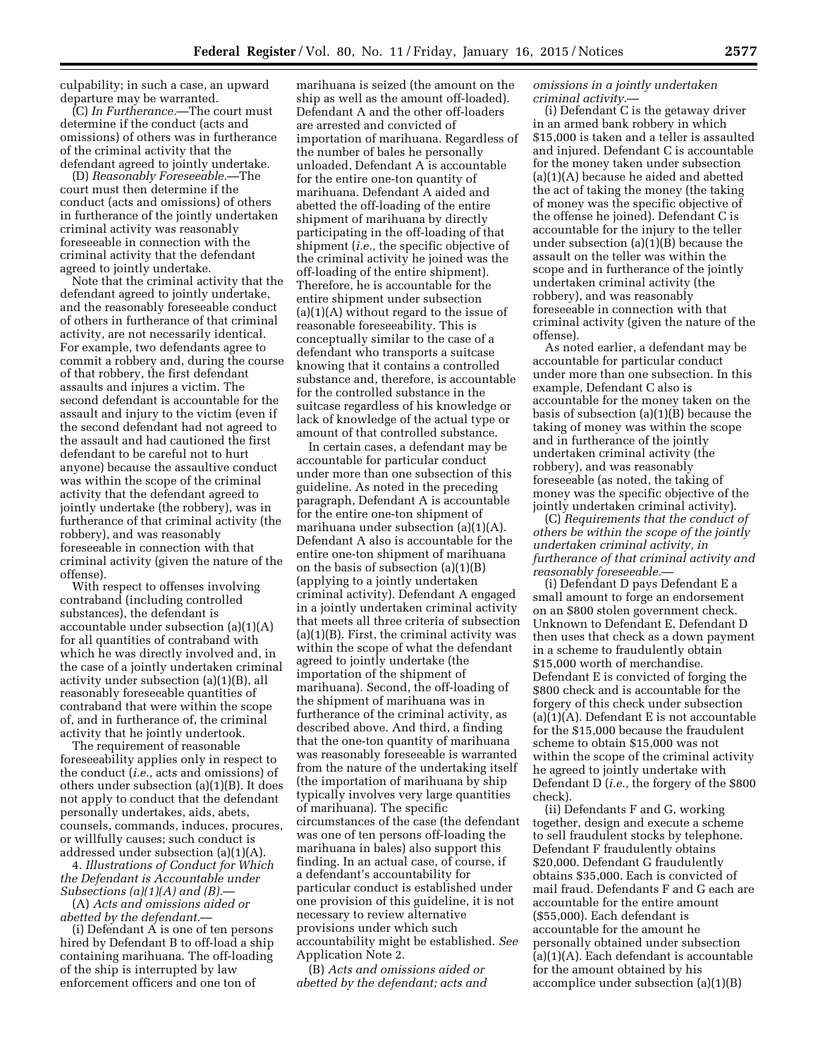culpability; in such a case, an upward departure may be warranted.

(C) *In Furtherance.*—The court must determine if the conduct (acts and omissions) of others was in furtherance of the criminal activity that the defendant agreed to jointly undertake.

(D) *Reasonably Foreseeable.*—The court must then determine if the conduct (acts and omissions) of others in furtherance of the jointly undertaken criminal activity was reasonably foreseeable in connection with the criminal activity that the defendant agreed to jointly undertake.

Note that the criminal activity that the defendant agreed to jointly undertake, and the reasonably foreseeable conduct of others in furtherance of that criminal activity, are not necessarily identical. For example, two defendants agree to commit a robbery and, during the course of that robbery, the first defendant assaults and injures a victim. The second defendant is accountable for the assault and injury to the victim (even if the second defendant had not agreed to the assault and had cautioned the first defendant to be careful not to hurt anyone) because the assaultive conduct was within the scope of the criminal activity that the defendant agreed to jointly undertake (the robbery), was in furtherance of that criminal activity (the robbery), and was reasonably foreseeable in connection with that criminal activity (given the nature of the offense).

With respect to offenses involving contraband (including controlled substances), the defendant is accountable under subsection (a)(1)(A) for all quantities of contraband with which he was directly involved and, in the case of a jointly undertaken criminal activity under subsection (a)(1)(B), all reasonably foreseeable quantities of contraband that were within the scope of, and in furtherance of, the criminal activity that he jointly undertook.

The requirement of reasonable foreseeability applies only in respect to the conduct (*i.e.,* acts and omissions) of others under subsection (a)(1)(B). It does not apply to conduct that the defendant personally undertakes, aids, abets, counsels, commands, induces, procures, or willfully causes; such conduct is addressed under subsection (a)(1)(A).

4. *Illustrations of Conduct for Which the Defendant is Accountable under Subsections (a)(1)(A) and (B).*—

(A) *Acts and omissions aided or abetted by the defendant.*—

(i) Defendant A is one of ten persons hired by Defendant B to off-load a ship containing marihuana. The off-loading of the ship is interrupted by law enforcement officers and one ton of marihuana is seized (the amount on the ship as well as the amount off-loaded). Defendant A and the other off-loaders are arrested and convicted of importation of marihuana. Regardless of the number of bales he personally unloaded, Defendant A is accountable for the entire one-ton quantity of marihuana. Defendant A aided and abetted the off-loading of the entire shipment of marihuana by directly participating in the off-loading of that shipment (*i.e.,* the specific objective of the criminal activity he joined was the off-loading of the entire shipment). Therefore, he is accountable for the entire shipment under subsection (a)(1)(A) without regard to the issue of reasonable foreseeability. This is conceptually similar to the case of a defendant who transports a suitcase knowing that it contains a controlled substance and, therefore, is accountable for the controlled substance in the suitcase regardless of his knowledge or lack of knowledge of the actual type or amount of that controlled substance.

In certain cases, a defendant may be accountable for particular conduct under more than one subsection of this guideline. As noted in the preceding paragraph, Defendant A is accountable for the entire one-ton shipment of marihuana under subsection (a)(1)(A). Defendant A also is accountable for the entire one-ton shipment of marihuana on the basis of subsection (a)(1)(B) (applying to a jointly undertaken criminal activity). Defendant A engaged in a jointly undertaken criminal activity that meets all three criteria of subsection (a)(1)(B). First, the criminal activity was within the scope of what the defendant agreed to jointly undertake (the importation of the shipment of marihuana). Second, the off-loading of the shipment of marihuana was in furtherance of the criminal activity, as described above. And third, a finding that the one-ton quantity of marihuana was reasonably foreseeable is warranted from the nature of the undertaking itself (the importation of marihuana by ship typically involves very large quantities of marihuana). The specific circumstances of the case (the defendant was one of ten persons off-loading the marihuana in bales) also support this finding. In an actual case, of course, if a defendant's accountability for particular conduct is established under one provision of this guideline, it is not necessary to review alternative provisions under which such accountability might be established. *See* Application Note 2.

(B) *Acts and omissions aided or abetted by the defendant; acts and omissions in a jointly undertaken criminal activity.*—

(i) Defendant C is the getaway driver in an armed bank robbery in which $15,000 is taken and a teller is assaulted and injured. Defendant C is accountable for the money taken under subsection (a)(1)(A) because he aided and abetted the act of taking the money (the taking of money was the specific objective of the offense he joined). Defendant C is accountable for the injury to the teller under subsection (a)(1)(B) because the assault on the teller was within the scope and in furtherance of the jointly undertaken criminal activity (the robbery), and was reasonably foreseeable in connection with that criminal activity (given the nature of the offense).

As noted earlier, a defendant may be accountable for particular conduct under more than one subsection. In this example, Defendant C also is accountable for the money taken on the basis of subsection (a)(1)(B) because the taking of money was within the scope and in furtherance of the jointly undertaken criminal activity (the robbery), and was reasonably foreseeable (as noted, the taking of money was the specific objective of the jointly undertaken criminal activity).

(C) *Requirements that the conduct of others be within the scope of the jointly undertaken criminal activity, in furtherance of that criminal activity and reasonably foreseeable.*—

(i) Defendant D pays Defendant E a small amount to forge an endorsement on an $800 stolen government check. Unknown to Defendant E, Defendant D then uses that check as a down payment in a scheme to fraudulently obtain $15,000 worth of merchandise. Defendant E is convicted of forging the $800 check and is accountable for the forgery of this check under subsection (a)(1)(A). Defendant E is not accountable for the $15,000 because the fraudulent scheme to obtain $15,000 was not within the scope of the criminal activity he agreed to jointly undertake with Defendant D (*i.e.,* the forgery of the $800 check).

(ii) Defendants F and G, working together, design and execute a scheme to sell fraudulent stocks by telephone. Defendant F fraudulently obtains $20,000. Defendant G fraudulently obtains $35,000. Each is convicted of mail fraud. Defendants F and G each are accountable for the entire amount ($55,000). Each defendant is accountable for the amount he personally obtained under subsection (a)(1)(A). Each defendant is accountable for the amount obtained by his accomplice under subsection (a)(1)(B)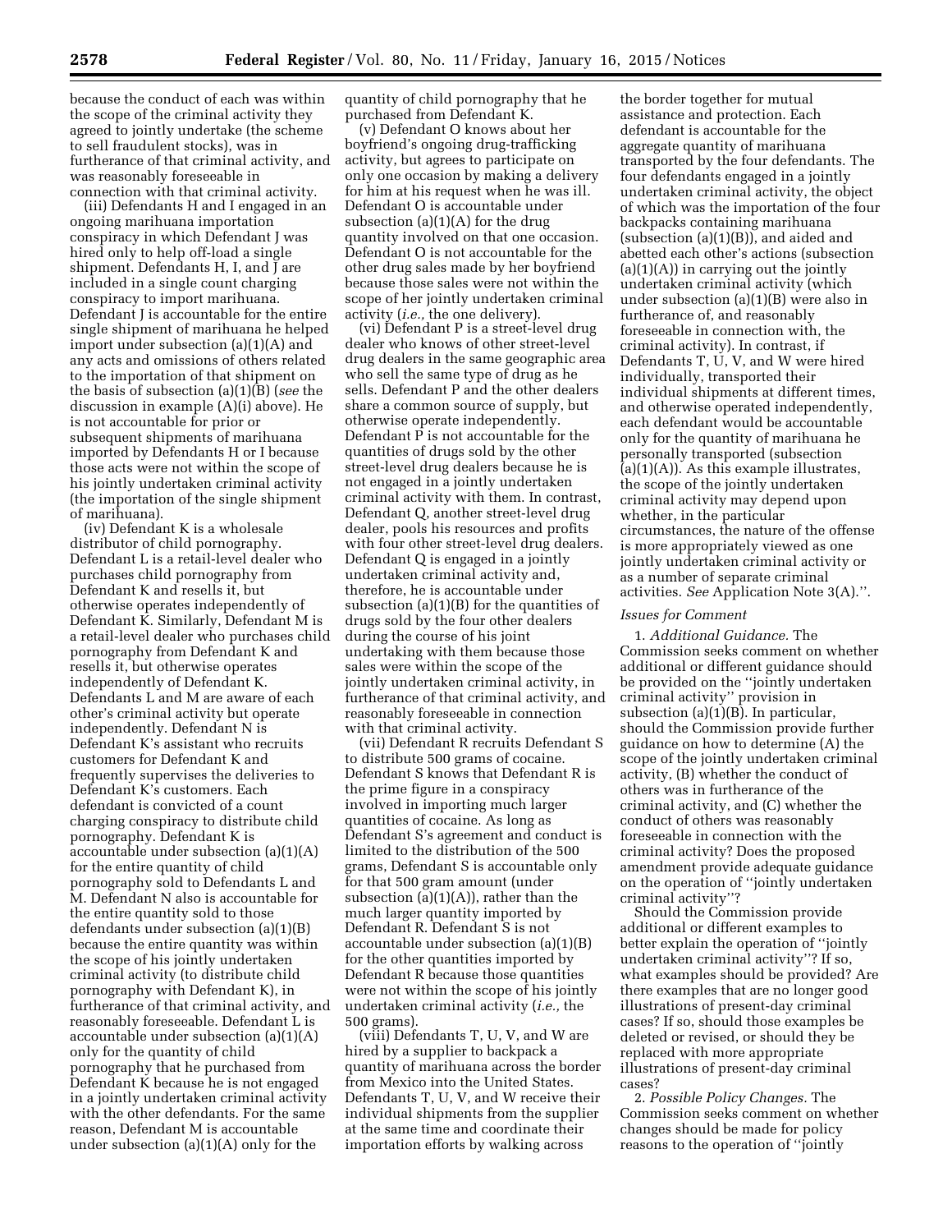because the conduct of each was within the scope of the criminal activity they agreed to jointly undertake (the scheme to sell fraudulent stocks), was in furtherance of that criminal activity, and was reasonably foreseeable in connection with that criminal activity.

(iii) Defendants H and I engaged in an ongoing marihuana importation conspiracy in which Defendant J was hired only to help off-load a single shipment. Defendants H, I, and J are included in a single count charging conspiracy to import marihuana. Defendant J is accountable for the entire single shipment of marihuana he helped import under subsection (a)(1)(A) and any acts and omissions of others related to the importation of that shipment on the basis of subsection (a)(1)(B) (*see* the discussion in example (A)(i) above). He is not accountable for prior or subsequent shipments of marihuana imported by Defendants H or I because those acts were not within the scope of his jointly undertaken criminal activity (the importation of the single shipment of marihuana).

(iv) Defendant K is a wholesale distributor of child pornography. Defendant L is a retail-level dealer who purchases child pornography from Defendant K and resells it, but otherwise operates independently of Defendant K. Similarly, Defendant M is a retail-level dealer who purchases child pornography from Defendant K and resells it, but otherwise operates independently of Defendant K. Defendants L and M are aware of each other's criminal activity but operate independently. Defendant N is Defendant K's assistant who recruits customers for Defendant K and frequently supervises the deliveries to Defendant K's customers. Each defendant is convicted of a count charging conspiracy to distribute child pornography. Defendant K is accountable under subsection (a)(1)(A) for the entire quantity of child pornography sold to Defendants L and M. Defendant N also is accountable for the entire quantity sold to those defendants under subsection (a)(1)(B) because the entire quantity was within the scope of his jointly undertaken criminal activity (to distribute child pornography with Defendant K), in furtherance of that criminal activity, and reasonably foreseeable. Defendant L is accountable under subsection (a)(1)(A) only for the quantity of child pornography that he purchased from Defendant K because he is not engaged in a jointly undertaken criminal activity with the other defendants. For the same reason, Defendant M is accountable under subsection (a)(1)(A) only for the quantity of child pornography that he purchased from Defendant K.

(v) Defendant O knows about her boyfriend's ongoing drug-trafficking activity, but agrees to participate on only one occasion by making a delivery for him at his request when he was ill. Defendant O is accountable under subsection (a)(1)(A) for the drug quantity involved on that one occasion. Defendant O is not accountable for the other drug sales made by her boyfriend because those sales were not within the scope of her jointly undertaken criminal activity (*i.e.,* the one delivery).

(vi) Defendant P is a street-level drug dealer who knows of other street-level drug dealers in the same geographic area who sell the same type of drug as he sells. Defendant P and the other dealers share a common source of supply, but otherwise operate independently. Defendant P is not accountable for the quantities of drugs sold by the other street-level drug dealers because he is not engaged in a jointly undertaken criminal activity with them. In contrast, Defendant Q, another street-level drug dealer, pools his resources and profits with four other street-level drug dealers. Defendant Q is engaged in a jointly undertaken criminal activity and, therefore, he is accountable under subsection (a)(1)(B) for the quantities of drugs sold by the four other dealers during the course of his joint undertaking with them because those sales were within the scope of the jointly undertaken criminal activity, in furtherance of that criminal activity, and reasonably foreseeable in connection with that criminal activity.

(vii) Defendant R recruits Defendant S to distribute 500 grams of cocaine. Defendant S knows that Defendant R is the prime figure in a conspiracy involved in importing much larger quantities of cocaine. As long as Defendant S's agreement and conduct is limited to the distribution of the 500 grams, Defendant S is accountable only for that 500 gram amount (under subsection (a)(1)(A)), rather than the much larger quantity imported by Defendant R. Defendant S is not accountable under subsection (a)(1)(B) for the other quantities imported by Defendant R because those quantities were not within the scope of his jointly undertaken criminal activity (*i.e.,* the 500 grams).

(viii) Defendants T, U, V, and W are hired by a supplier to backpack a quantity of marihuana across the border from Mexico into the United States. Defendants T, U, V, and W receive their individual shipments from the supplier at the same time and coordinate their importation efforts by walking across the border together for mutual assistance and protection. Each defendant is accountable for the aggregate quantity of marihuana transported by the four defendants. The four defendants engaged in a jointly undertaken criminal activity, the object of which was the importation of the four backpacks containing marihuana (subsection (a)(1)(B)), and aided and abetted each other's actions (subsection (a)(1)(A)) in carrying out the jointly undertaken criminal activity (which under subsection (a)(1)(B) were also in furtherance of, and reasonably foreseeable in connection with, the criminal activity). In contrast, if Defendants T, U, V, and W were hired individually, transported their individual shipments at different times, and otherwise operated independently, each defendant would be accountable only for the quantity of marihuana he personally transported (subsection (a)(1)(A)). As this example illustrates, the scope of the jointly undertaken criminal activity may depend upon whether, in the particular circumstances, the nature of the offense is more appropriately viewed as one jointly undertaken criminal activity or as a number of separate criminal activities. *See* Application Note 3(A).''.

*Issues for Comment*

1. *Additional Guidance.* The Commission seeks comment on whether additional or different guidance should be provided on the ''jointly undertaken criminal activity'' provision in subsection (a)(1)(B). In particular, should the Commission provide further guidance on how to determine (A) the scope of the jointly undertaken criminal activity, (B) whether the conduct of others was in furtherance of the criminal activity, and (C) whether the conduct of others was reasonably foreseeable in connection with the criminal activity? Does the proposed amendment provide adequate guidance on the operation of ''jointly undertaken criminal activity''?

Should the Commission provide additional or different examples to better explain the operation of ''jointly undertaken criminal activity''? If so, what examples should be provided? Are there examples that are no longer good illustrations of present-day criminal cases? If so, should those examples be deleted or revised, or should they be replaced with more appropriate illustrations of present-day criminal cases?

2. *Possible Policy Changes.* The Commission seeks comment on whether changes should be made for policy reasons to the operation of ''jointly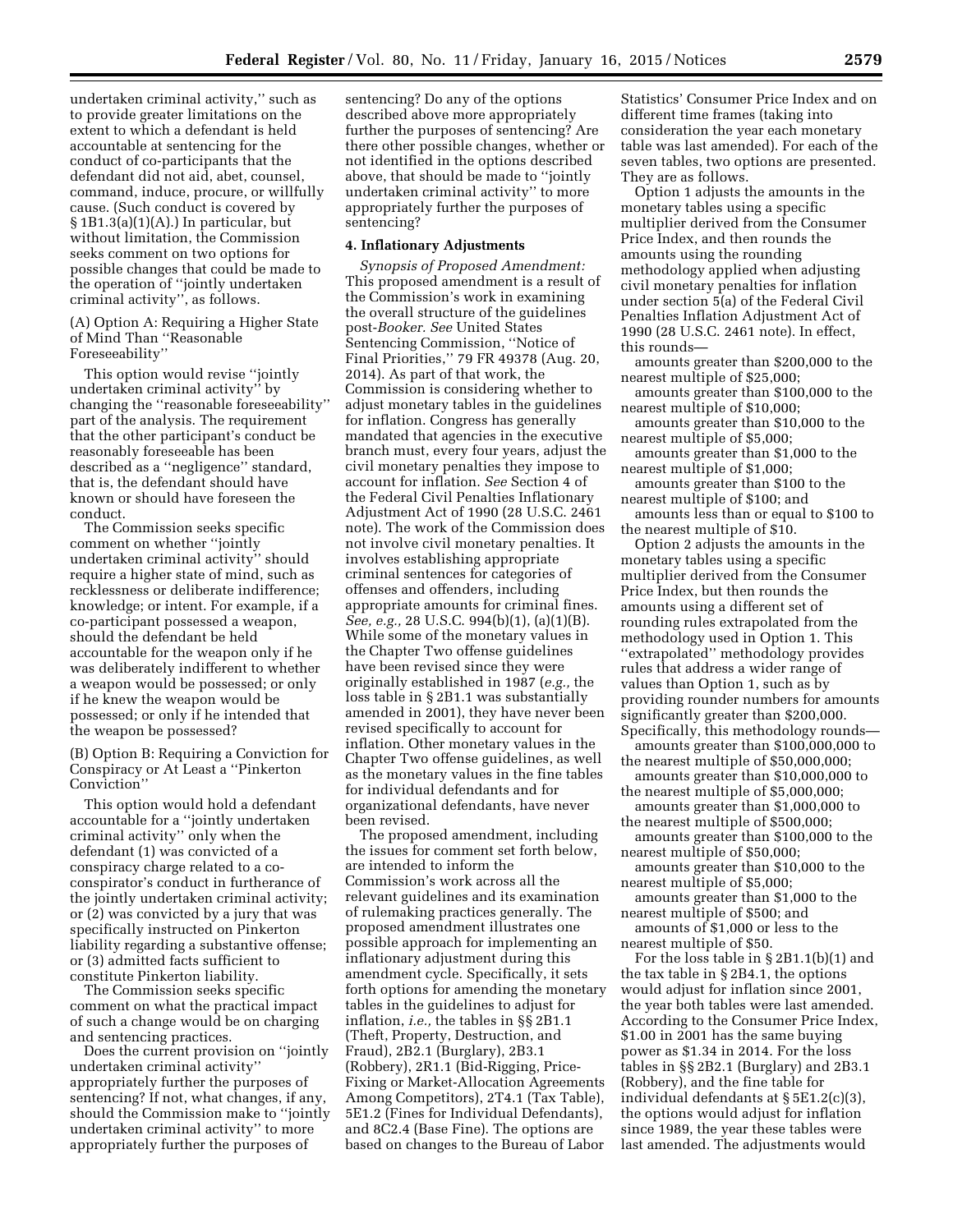undertaken criminal activity,'' such as to provide greater limitations on the extent to which a defendant is held accountable at sentencing for the conduct of co-participants that the defendant did not aid, abet, counsel, command, induce, procure, or willfully cause. (Such conduct is covered by § 1B1.3(a)(1)(A).) In particular, but without limitation, the Commission seeks comment on two options for possible changes that could be made to the operation of ''jointly undertaken criminal activity'', as follows.

(A) Option A: Requiring a Higher State of Mind Than ''Reasonable Foreseeability''

This option would revise ''jointly undertaken criminal activity'' by changing the ''reasonable foreseeability'' part of the analysis. The requirement that the other participant's conduct be reasonably foreseeable has been described as a ''negligence'' standard, that is, the defendant should have known or should have foreseen the conduct.

The Commission seeks specific comment on whether ''jointly undertaken criminal activity'' should require a higher state of mind, such as recklessness or deliberate indifference; knowledge; or intent. For example, if a co-participant possessed a weapon, should the defendant be held accountable for the weapon only if he was deliberately indifferent to whether a weapon would be possessed; or only if he knew the weapon would be possessed; or only if he intended that the weapon be possessed?

(B) Option B: Requiring a Conviction for Conspiracy or At Least a ''Pinkerton Conviction''

This option would hold a defendant accountable for a ''jointly undertaken criminal activity'' only when the defendant (1) was convicted of a conspiracy charge related to a co-conspirator's conduct in furtherance of the jointly undertaken criminal activity; or (2) was convicted by a jury that was specifically instructed on Pinkerton liability regarding a substantive offense; or (3) admitted facts sufficient to constitute Pinkerton liability.

The Commission seeks specific comment on what the practical impact of such a change would be on charging and sentencing practices.

Does the current provision on ''jointly undertaken criminal activity'' appropriately further the purposes of sentencing? If not, what changes, if any, should the Commission make to ''jointly undertaken criminal activity'' to more appropriately further the purposes of sentencing? Do any of the options described above more appropriately further the purposes of sentencing? Are there other possible changes, whether or not identified in the options described above, that should be made to ''jointly undertaken criminal activity'' to more appropriately further the purposes of sentencing?

**4. Inflationary Adjustments**

*Synopsis of Proposed Amendment:* This proposed amendment is a result of the Commission's work in examining the overall structure of the guidelines post-*Booker*. *See* United States Sentencing Commission, ''Notice of Final Priorities,'' 79 FR 49378 (Aug. 20, 2014). As part of that work, the Commission is considering whether to adjust monetary tables in the guidelines for inflation. Congress has generally mandated that agencies in the executive branch must, every four years, adjust the civil monetary penalties they impose to account for inflation. *See* Section 4 of the Federal Civil Penalties Inflationary Adjustment Act of 1990 (28 U.S.C. 2461 note). The work of the Commission does not involve civil monetary penalties. It involves establishing appropriate criminal sentences for categories of offenses and offenders, including appropriate amounts for criminal fines. *See, e.g.,* 28 U.S.C. 994(b)(1), (a)(1)(B). While some of the monetary values in the Chapter Two offense guidelines have been revised since they were originally established in 1987 (*e.g.,* the loss table in § 2B1.1 was substantially amended in 2001), they have never been revised specifically to account for inflation. Other monetary values in the Chapter Two offense guidelines, as well as the monetary values in the fine tables for individual defendants and for organizational defendants, have never been revised.

The proposed amendment, including the issues for comment set forth below, are intended to inform the Commission's work across all the relevant guidelines and its examination of rulemaking practices generally. The proposed amendment illustrates one possible approach for implementing an inflationary adjustment during this amendment cycle. Specifically, it sets forth options for amending the monetary tables in the guidelines to adjust for inflation, *i.e.,* the tables in §§ 2B1.1 (Theft, Property, Destruction, and Fraud), 2B2.1 (Burglary), 2B3.1 (Robbery), 2R1.1 (Bid-Rigging, Price-Fixing or Market-Allocation Agreements Among Competitors), 2T4.1 (Tax Table), 5E1.2 (Fines for Individual Defendants), and 8C2.4 (Base Fine). The options are based on changes to the Bureau of Labor Statistics' Consumer Price Index and on different time frames (taking into consideration the year each monetary table was last amended). For each of the seven tables, two options are presented. They are as follows.

Option 1 adjusts the amounts in the monetary tables using a specific multiplier derived from the Consumer Price Index, and then rounds the amounts using the rounding methodology applied when adjusting civil monetary penalties for inflation under section 5(a) of the Federal Civil Penalties Inflation Adjustment Act of 1990 (28 U.S.C. 2461 note). In effect, this rounds—

amounts greater than $200,000 to the nearest multiple of $25,000;

amounts greater than $100,000 to the nearest multiple of $10,000;

amounts greater than $10,000 to the nearest multiple of $5,000;

amounts greater than $1,000 to the nearest multiple of $1,000;

amounts greater than $100 to the nearest multiple of $100; and

amounts less than or equal to $100 to the nearest multiple of $10.

Option 2 adjusts the amounts in the monetary tables using a specific multiplier derived from the Consumer Price Index, but then rounds the amounts using a different set of rounding rules extrapolated from the methodology used in Option 1. This ''extrapolated'' methodology provides rules that address a wider range of values than Option 1, such as by providing rounder numbers for amounts significantly greater than $200,000. Specifically, this methodology rounds—

amounts greater than $100,000,000 to the nearest multiple of $50,000,000;

amounts greater than $10,000,000 to the nearest multiple of $5,000,000;

amounts greater than $1,000,000 to the nearest multiple of $500,000;

amounts greater than $100,000 to the nearest multiple of $50,000;

amounts greater than $10,000 to the nearest multiple of $5,000;

amounts greater than $1,000 to the nearest multiple of $500; and

amounts of $1,000 or less to the nearest multiple of $50.

For the loss table in § 2B1.1(b)(1) and the tax table in § 2B4.1, the options would adjust for inflation since 2001, the year both tables were last amended. According to the Consumer Price Index, $1.00 in 2001 has the same buying power as $1.34 in 2014. For the loss tables in §§ 2B2.1 (Burglary) and 2B3.1 (Robbery), and the fine table for individual defendants at § 5E1.2(c)(3), the options would adjust for inflation since 1989, the year these tables were last amended. The adjustments would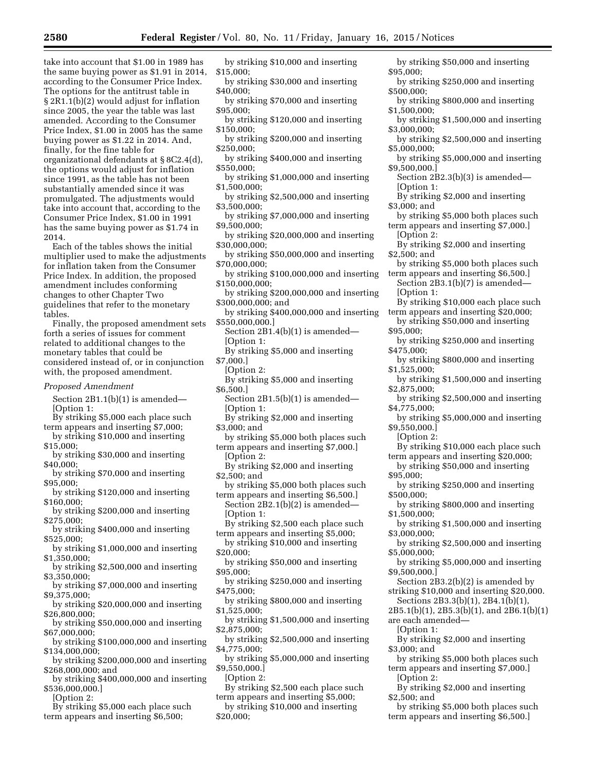take into account that $1.00 in 1989 has the same buying power as $1.91 in 2014, according to the Consumer Price Index. The options for the antitrust table in § 2R1.1(b)(2) would adjust for inflation since 2005, the year the table was last amended. According to the Consumer Price Index, $1.00 in 2005 has the same buying power as $1.22 in 2014. And, finally, for the fine table for organizational defendants at § 8C2.4(d), the options would adjust for inflation since 1991, as the table has not been substantially amended since it was promulgated. The adjustments would take into account that, according to the Consumer Price Index, $1.00 in 1991 has the same buying power as $1.74 in 2014.

Each of the tables shows the initial multiplier used to make the adjustments for inflation taken from the Consumer Price Index. In addition, the proposed amendment includes conforming changes to other Chapter Two guidelines that refer to the monetary tables.

Finally, the proposed amendment sets forth a series of issues for comment related to additional changes to the monetary tables that could be considered instead of, or in conjunction with, the proposed amendment.

*Proposed Amendment*

Section 2B1.1(b)(1) is amended—

[Option 1:

By striking $5,000 each place such term appears and inserting $7,000;

by striking $10,000 and inserting $15,000;

by striking $30,000 and inserting $40,000;

by striking $70,000 and inserting $95,000;

by striking $120,000 and inserting $160,000;

by striking $200,000 and inserting $275,000;

by striking $400,000 and inserting $525,000;

by striking $1,000,000 and inserting $1,350,000;

by striking $2,500,000 and inserting $3,350,000;

by striking $7,000,000 and inserting $9,375,000;

by striking $20,000,000 and inserting $26,800,000;

by striking $50,000,000 and inserting $67,000,000;

by striking $100,000,000 and inserting $134,000,000;

by striking $200,000,000 and inserting $268,000,000; and

by striking $400,000,000 and inserting $536,000,000.]

[Option 2:

By striking $5,000 each place such term appears and inserting $6,500;

by striking $10,000 and inserting $15,000;

by striking $30,000 and inserting $40,000;

by striking $70,000 and inserting $95,000;

by striking $120,000 and inserting $150,000;

by striking $200,000 and inserting $250,000;

by striking $400,000 and inserting $550,000;

by striking $1,000,000 and inserting $1,500,000;

by striking $2,500,000 and inserting $3,500,000;

by striking $7,000,000 and inserting $9,500,000;

by striking $20,000,000 and inserting $30,000,000;

by striking $50,000,000 and inserting $70,000,000;

by striking $100,000,000 and inserting $150,000,000;

by striking $200,000,000 and inserting $300,000,000; and

by striking $400,000,000 and inserting $550,000,000.]

Section 2B1.4(b)(1) is amended—

[Option 1:

By striking $5,000 and inserting $7,000.]

[Option 2:

By striking $5,000 and inserting $6,500.]

Section 2B1.5(b)(1) is amended—

[Option 1:

By striking $2,000 and inserting $3,000; and

by striking $5,000 both places such term appears and inserting $7,000.]

[Option 2:

By striking $2,000 and inserting $2,500; and

by striking $5,000 both places such term appears and inserting $6,500.]

Section 2B2.1(b)(2) is amended—

[Option 1:

By striking $2,500 each place such term appears and inserting $5,000;

by striking $10,000 and inserting $20,000;

by striking $50,000 and inserting $95,000;

by striking $250,000 and inserting $475,000;

by striking $800,000 and inserting $1,525,000;

by striking $1,500,000 and inserting $2,875,000;

by striking $2,500,000 and inserting $4,775,000;

by striking $5,000,000 and inserting $9,550,000.]

[Option 2:

By striking $2,500 each place such term appears and inserting $5,000;

by striking $10,000 and inserting $20,000;

by striking $50,000 and inserting $95,000;

by striking $250,000 and inserting $500,000;

by striking $800,000 and inserting $1,500,000;

by striking $1,500,000 and inserting $3,000,000;

by striking $2,500,000 and inserting $5,000,000;

by striking $5,000,000 and inserting $9,500,000.]

Section 2B2.3(b)(3) is amended—

[Option 1:

By striking $2,000 and inserting $3,000; and

by striking $5,000 both places such term appears and inserting $7,000.]

[Option 2:

By striking $2,000 and inserting $2,500; and

by striking $5,000 both places such term appears and inserting $6,500.]

Section 2B3.1(b)(7) is amended—

[Option 1:

By striking $10,000 each place such term appears and inserting $20,000;

by striking $50,000 and inserting $95,000;

by striking $250,000 and inserting $475,000;

by striking $800,000 and inserting $1,525,000;

by striking $1,500,000 and inserting $2,875,000;

by striking $2,500,000 and inserting $4,775,000;

by striking $5,000,000 and inserting $9,550,000.]

[Option 2:

By striking $10,000 each place such term appears and inserting $20,000;

by striking $50,000 and inserting $95,000;

by striking $250,000 and inserting $500,000;

by striking $800,000 and inserting $1,500,000;

by striking $1,500,000 and inserting $3,000,000;

by striking $2,500,000 and inserting $5,000,000;

by striking $5,000,000 and inserting $9,500,000.]

Section 2B3.2(b)(2) is amended by striking $10,000 and inserting $20,000.

Sections 2B3.3(b)(1), 2B4.1(b)(1), 2B5.1(b)(1), 2B5.3(b)(1), and 2B6.1(b)(1) are each amended—

[Option 1:

By striking $2,000 and inserting $3,000; and

by striking $5,000 both places such term appears and inserting $7,000.]

[Option 2:

By striking $2,000 and inserting $2,500; and

by striking $5,000 both places such term appears and inserting $6,500.]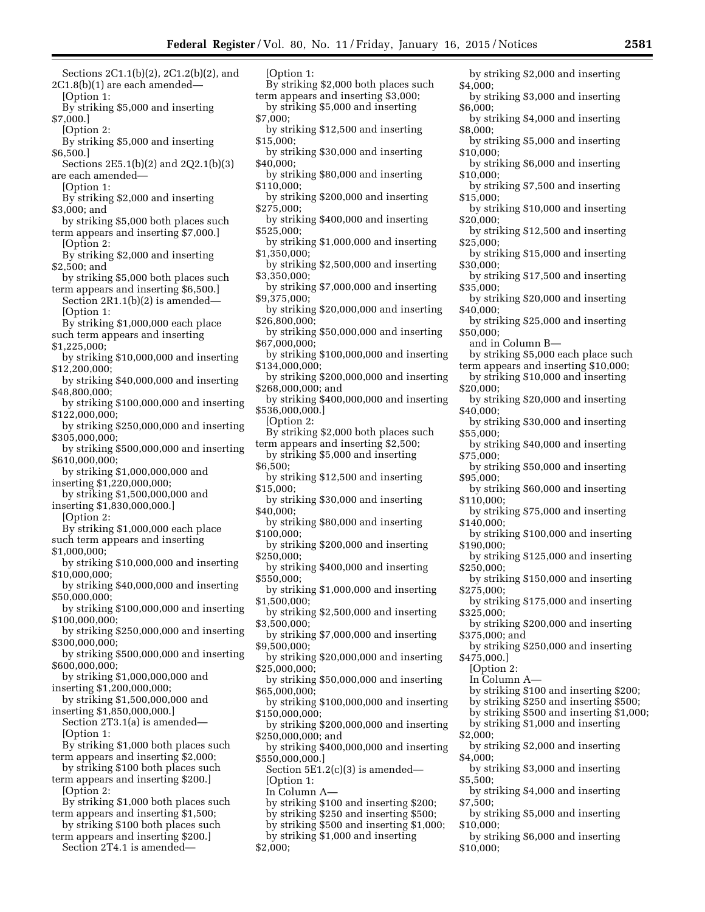Sections 2C1.1(b)(2), 2C1.2(b)(2), and 2C1.8(b)(1) are each amended—

[Option 1:

By striking $5,000 and inserting $7,000.]

[Option 2:

By striking $5,000 and inserting $6,500.]

Sections 2E5.1(b)(2) and 2Q2.1(b)(3) are each amended—

[Option 1:

By striking $2,000 and inserting $3,000; and

by striking $5,000 both places such term appears and inserting $7,000.]

[Option 2:

By striking $2,000 and inserting $2,500; and

by striking $5,000 both places such term appears and inserting $6,500.]

Section 2R1.1(b)(2) is amended—

[Option 1:

By striking $1,000,000 each place such term appears and inserting $1,225,000;

by striking $10,000,000 and inserting $12,200,000;

by striking $40,000,000 and inserting $48,800,000;

by striking $100,000,000 and inserting $122,000,000;

by striking $250,000,000 and inserting $305,000,000;

by striking $500,000,000 and inserting $610,000,000;

by striking $1,000,000,000 and inserting $1,220,000,000;

by striking $1,500,000,000 and inserting $1,830,000,000.]

[Option 2:

By striking $1,000,000 each place such term appears and inserting $1,000,000;

by striking $10,000,000 and inserting $10,000,000;

by striking $40,000,000 and inserting $50,000,000;

by striking $100,000,000 and inserting $100,000,000;

by striking $250,000,000 and inserting $300,000,000;

by striking $500,000,000 and inserting $600,000,000;

by striking $1,000,000,000 and inserting $1,200,000,000;

by striking $1,500,000,000 and inserting $1,850,000,000.]

Section 2T3.1(a) is amended—

[Option 1:

By striking $1,000 both places such term appears and inserting $2,000;

by striking $100 both places such term appears and inserting $200.]

[Option 2:

By striking $1,000 both places such term appears and inserting $1,500;

by striking $100 both places such term appears and inserting $200.]

Section 2T4.1 is amended—

[Option 1:

By striking $2,000 both places such term appears and inserting $3,000;

by striking $5,000 and inserting $7,000;

by striking $12,500 and inserting $15,000;

by striking $30,000 and inserting $40,000;

by striking $80,000 and inserting $110,000;

by striking $200,000 and inserting $275,000;

by striking $400,000 and inserting $525,000;

by striking $1,000,000 and inserting $1,350,000;

by striking $2,500,000 and inserting $3,350,000;

by striking $7,000,000 and inserting $9,375,000;

by striking $20,000,000 and inserting $26,800,000;

by striking $50,000,000 and inserting $67,000,000;

by striking $100,000,000 and inserting $134,000,000;

by striking $200,000,000 and inserting $268,000,000; and

by striking $400,000,000 and inserting $536,000,000.]

[Option 2:

By striking $2,000 both places such term appears and inserting $2,500;

by striking $5,000 and inserting $6,500;

by striking $12,500 and inserting $15,000;

by striking $30,000 and inserting $40,000;

by striking $80,000 and inserting $100,000;

by striking $200,000 and inserting $250,000;

by striking $400,000 and inserting $550,000;

by striking $1,000,000 and inserting $1,500,000;

by striking $2,500,000 and inserting $3,500,000;

by striking $7,000,000 and inserting $9,500,000;

by striking $20,000,000 and inserting $25,000,000;

by striking $50,000,000 and inserting $65,000,000;

by striking $100,000,000 and inserting $150,000,000;

by striking $200,000,000 and inserting $250,000,000; and

by striking $400,000,000 and inserting $550,000,000.]

Section 5E1.2(c)(3) is amended—

[Option 1:

In Column A—

by striking $100 and inserting $200;

by striking $250 and inserting $500;

by striking $500 and inserting $1,000;

by striking $1,000 and inserting $2,000;

by striking $2,000 and inserting $4,000;

by striking $3,000 and inserting $6,000;

by striking $4,000 and inserting $8,000;

by striking $5,000 and inserting $10,000;

by striking $6,000 and inserting $10,000;

by striking $7,500 and inserting $15,000;

by striking $10,000 and inserting $20,000;

by striking $12,500 and inserting $25,000;

by striking $15,000 and inserting $30,000;

by striking $17,500 and inserting $35,000;

by striking $20,000 and inserting $40,000;

by striking $25,000 and inserting $50,000;

and in Column B—

by striking $5,000 each place such term appears and inserting $10,000;

by striking $10,000 and inserting $20,000;

by striking $20,000 and inserting $40,000;

by striking $30,000 and inserting $55,000;

by striking $40,000 and inserting $75,000;

by striking $50,000 and inserting $95,000;

by striking $60,000 and inserting $110,000;

by striking $75,000 and inserting $140,000;

by striking $100,000 and inserting $190,000;

by striking $125,000 and inserting $250,000;

by striking $150,000 and inserting $275,000;

by striking $175,000 and inserting $325,000;

by striking $200,000 and inserting $375,000; and

by striking $250,000 and inserting $475,000.]

[Option 2:

In Column A—

by striking $100 and inserting $200;

by striking $250 and inserting $500;

by striking $500 and inserting $1,000;

by striking $1,000 and inserting $2,000;

by striking $2,000 and inserting $4,000;

by striking $3,000 and inserting $5,500;

by striking $4,000 and inserting $7,500;

by striking $5,000 and inserting $10,000;

by striking $6,000 and inserting $10,000;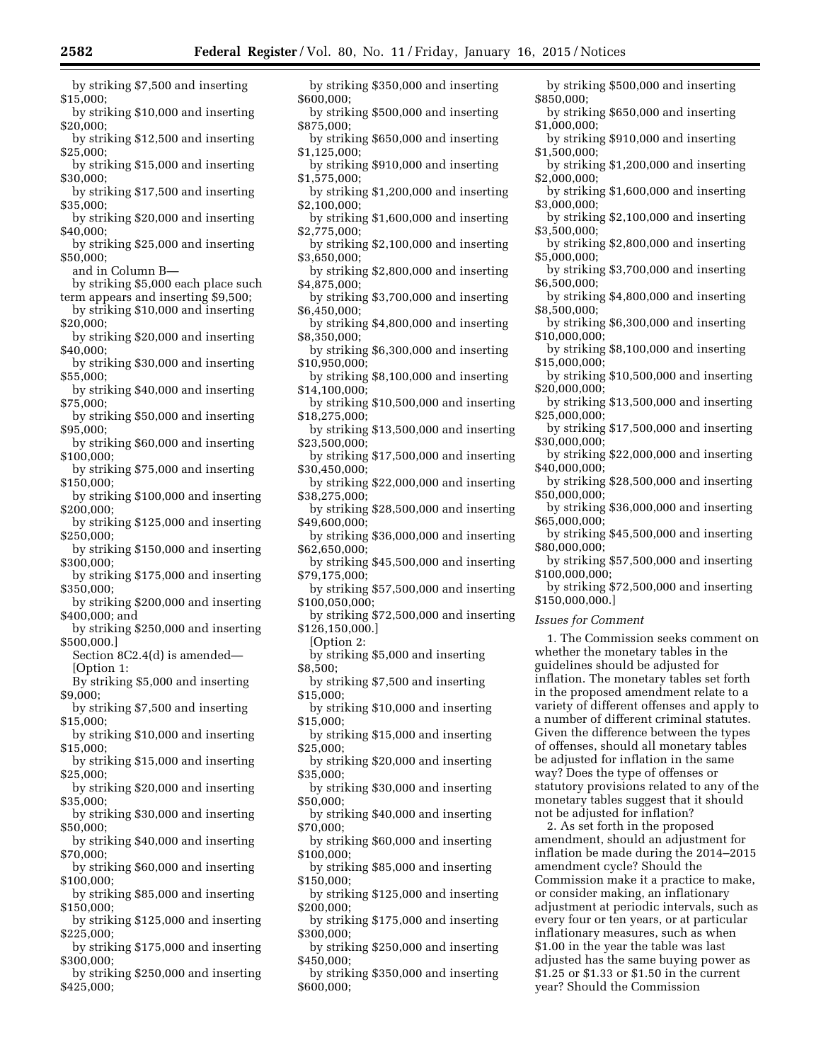by striking $7,500 and inserting $15,000;

by striking $10,000 and inserting $20,000;

by striking $12,500 and inserting $25,000;

by striking $15,000 and inserting $30,000;

by striking $17,500 and inserting $35,000;

by striking $20,000 and inserting $40,000;

by striking $25,000 and inserting $50,000;

and in Column B—

by striking $5,000 each place such term appears and inserting $9,500;

by striking $10,000 and inserting $20,000;

by striking $20,000 and inserting $40,000;

by striking $30,000 and inserting $55,000;

by striking $40,000 and inserting $75,000;

by striking $50,000 and inserting $95,000;

by striking $60,000 and inserting $100,000;

by striking $75,000 and inserting $150,000;

by striking $100,000 and inserting $200,000;

by striking $125,000 and inserting $250,000;

by striking $150,000 and inserting $300,000;

by striking $175,000 and inserting $350,000;

by striking $200,000 and inserting $400,000; and

by striking $250,000 and inserting $500,000.]

Section 8C2.4(d) is amended—

[Option 1:

By striking $5,000 and inserting $9,000;

by striking $7,500 and inserting $15,000;

by striking $10,000 and inserting $15,000;

by striking $15,000 and inserting $25,000;

by striking $20,000 and inserting $35,000;

by striking $30,000 and inserting $50,000;

by striking $40,000 and inserting $70,000;

by striking $60,000 and inserting $100,000;

by striking $85,000 and inserting $150,000;

by striking $125,000 and inserting $225,000;

by striking $175,000 and inserting $300,000;

by striking $250,000 and inserting $425,000;

by striking $350,000 and inserting $600,000;

by striking $500,000 and inserting $875,000;

by striking $650,000 and inserting $1,125,000;

by striking $910,000 and inserting $1,575,000;

by striking $1,200,000 and inserting $2,100,000;

by striking $1,600,000 and inserting $2,775,000;

by striking $2,100,000 and inserting $3,650,000;

by striking $2,800,000 and inserting $4,875,000;

by striking $3,700,000 and inserting $6,450,000;

by striking $4,800,000 and inserting $8,350,000;

by striking $6,300,000 and inserting $10,950,000;

by striking $8,100,000 and inserting $14,100,000;

by striking $10,500,000 and inserting $18,275,000;

by striking $13,500,000 and inserting $23,500,000;

by striking $17,500,000 and inserting $30,450,000;

by striking $22,000,000 and inserting $38,275,000;

by striking $28,500,000 and inserting $49,600,000;

by striking $36,000,000 and inserting $62,650,000;

by striking $45,500,000 and inserting $79,175,000;

by striking $57,500,000 and inserting $100,050,000;

by striking $72,500,000 and inserting $126,150,000.]

[Option 2:

by striking $5,000 and inserting $8,500;

by striking $7,500 and inserting $15,000;

by striking $10,000 and inserting $15,000;

by striking $15,000 and inserting $25,000;

by striking $20,000 and inserting $35,000;

by striking $30,000 and inserting $50,000;

by striking $40,000 and inserting $70,000;

by striking $60,000 and inserting $100,000;

by striking $85,000 and inserting $150,000;

by striking $125,000 and inserting $200,000;

by striking $175,000 and inserting $300,000;

by striking $250,000 and inserting $450,000;

by striking $350,000 and inserting $600,000;

by striking $500,000 and inserting $850,000;

by striking $650,000 and inserting $1,000,000;

by striking $910,000 and inserting $1,500,000;

by striking $1,200,000 and inserting $2,000,000;

by striking $1,600,000 and inserting $3,000,000;

by striking $2,100,000 and inserting $3,500,000;

by striking $2,800,000 and inserting $5,000,000;

by striking $3,700,000 and inserting $6,500,000;

by striking $4,800,000 and inserting $8,500,000;

by striking $6,300,000 and inserting $10,000,000;

by striking $8,100,000 and inserting $15,000,000;

by striking $10,500,000 and inserting $20,000,000;

by striking $13,500,000 and inserting $25,000,000;

by striking $17,500,000 and inserting $30,000,000;

by striking $22,000,000 and inserting $40,000,000;

by striking $28,500,000 and inserting $50,000,000;

by striking $36,000,000 and inserting $65,000,000;

by striking $45,500,000 and inserting $80,000,000;

by striking $57,500,000 and inserting $100,000,000;

by striking $72,500,000 and inserting $150,000,000.]

*Issues for Comment*

1. The Commission seeks comment on whether the monetary tables in the guidelines should be adjusted for inflation. The monetary tables set forth in the proposed amendment relate to a variety of different offenses and apply to a number of different criminal statutes. Given the difference between the types of offenses, should all monetary tables be adjusted for inflation in the same way? Does the type of offenses or statutory provisions related to any of the monetary tables suggest that it should not be adjusted for inflation?

2. As set forth in the proposed amendment, should an adjustment for inflation be made during the 2014–2015 amendment cycle? Should the Commission make it a practice to make, or consider making, an inflationary adjustment at periodic intervals, such as every four or ten years, or at particular inflationary measures, such as when $1.00 in the year the table was last adjusted has the same buying power as $1.25 or $1.33 or $1.50 in the current year? Should the Commission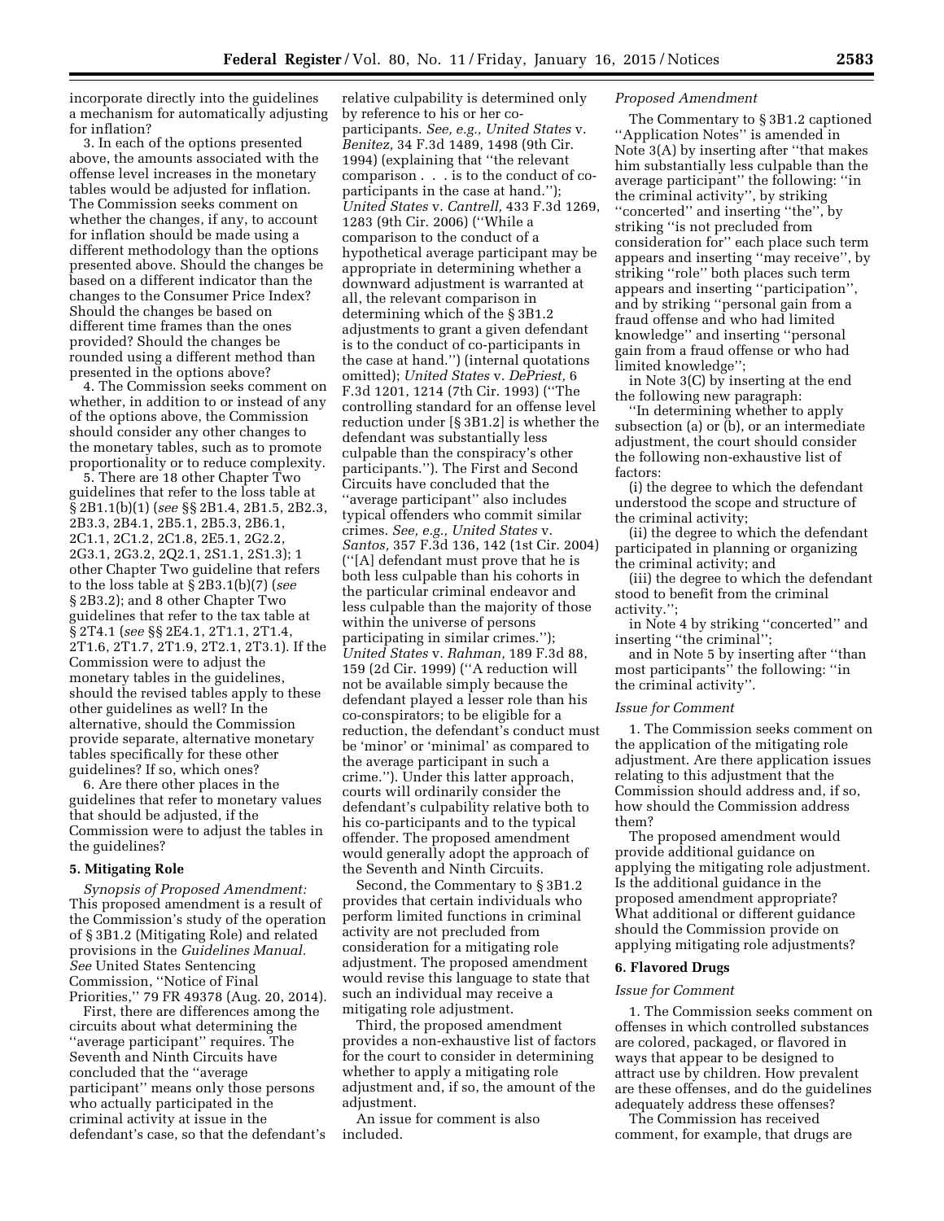incorporate directly into the guidelines a mechanism for automatically adjusting for inflation?

3. In each of the options presented above, the amounts associated with the offense level increases in the monetary tables would be adjusted for inflation. The Commission seeks comment on whether the changes, if any, to account for inflation should be made using a different methodology than the options presented above. Should the changes be based on a different indicator than the changes to the Consumer Price Index? Should the changes be based on different time frames than the ones provided? Should the changes be rounded using a different method than presented in the options above?

4. The Commission seeks comment on whether, in addition to or instead of any of the options above, the Commission should consider any other changes to the monetary tables, such as to promote proportionality or to reduce complexity.

5. There are 18 other Chapter Two guidelines that refer to the loss table at § 2B1.1(b)(1) (*see* §§ 2B1.4, 2B1.5, 2B2.3, 2B3.3, 2B4.1, 2B5.1, 2B5.3, 2B6.1, 2C1.1, 2C1.2, 2C1.8, 2E5.1, 2G2.2, 2G3.1, 2G3.2, 2Q2.1, 2S1.1, 2S1.3); 1 other Chapter Two guideline that refers to the loss table at § 2B3.1(b)(7) (*see* § 2B3.2); and 8 other Chapter Two guidelines that refer to the tax table at § 2T4.1 (*see* §§ 2E4.1, 2T1.1, 2T1.4, 2T1.6, 2T1.7, 2T1.9, 2T2.1, 2T3.1). If the Commission were to adjust the monetary tables in the guidelines, should the revised tables apply to these other guidelines as well? In the alternative, should the Commission provide separate, alternative monetary tables specifically for these other guidelines? If so, which ones?

6. Are there other places in the guidelines that refer to monetary values that should be adjusted, if the Commission were to adjust the tables in the guidelines?

## 5. Mitigating Role

*Synopsis of Proposed Amendment:* This proposed amendment is a result of the Commission's study of the operation of § 3B1.2 (Mitigating Role) and related provisions in the *Guidelines Manual. See* United States Sentencing Commission, ''Notice of Final Priorities,'' 79 FR 49378 (Aug. 20, 2014).

First, there are differences among the circuits about what determining the ''average participant'' requires. The Seventh and Ninth Circuits have concluded that the ''average participant'' means only those persons who actually participated in the criminal activity at issue in the defendant's case, so that the defendant's relative culpability is determined only by reference to his or her co-participants. *See, e.g., United States* v. *Benitez,* 34 F.3d 1489, 1498 (9th Cir. 1994) (explaining that ''the relevant comparison . . . is to the conduct of co-participants in the case at hand.''); *United States* v. *Cantrell,* 433 F.3d 1269, 1283 (9th Cir. 2006) (''While a comparison to the conduct of a hypothetical average participant may be appropriate in determining whether a downward adjustment is warranted at all, the relevant comparison in determining which of the § 3B1.2 adjustments to grant a given defendant is to the conduct of co-participants in the case at hand.'') (internal quotations omitted); *United States* v. *DePriest,* 6 F.3d 1201, 1214 (7th Cir. 1993) (''The controlling standard for an offense level reduction under [§ 3B1.2] is whether the defendant was substantially less culpable than the conspiracy's other participants.''). The First and Second Circuits have concluded that the ''average participant'' also includes typical offenders who commit similar crimes. *See, e.g., United States* v. *Santos,* 357 F.3d 136, 142 (1st Cir. 2004) (''[A] defendant must prove that he is both less culpable than his cohorts in the particular criminal endeavor and less culpable than the majority of those within the universe of persons participating in similar crimes.''); *United States* v. *Rahman,* 189 F.3d 88, 159 (2d Cir. 1999) (''A reduction will not be available simply because the defendant played a lesser role than his co-conspirators; to be eligible for a reduction, the defendant's conduct must be 'minor' or 'minimal' as compared to the average participant in such a crime.''). Under this latter approach, courts will ordinarily consider the defendant's culpability relative both to his co-participants and to the typical offender. The proposed amendment would generally adopt the approach of the Seventh and Ninth Circuits.

Second, the Commentary to § 3B1.2 provides that certain individuals who perform limited functions in criminal activity are not precluded from consideration for a mitigating role adjustment. The proposed amendment would revise this language to state that such an individual may receive a mitigating role adjustment.

Third, the proposed amendment provides a non-exhaustive list of factors for the court to consider in determining whether to apply a mitigating role adjustment and, if so, the amount of the adjustment.

An issue for comment is also included.

*Proposed Amendment*

The Commentary to § 3B1.2 captioned ''Application Notes'' is amended in Note 3(A) by inserting after ''that makes him substantially less culpable than the average participant'' the following: ''in the criminal activity'', by striking ''concerted'' and inserting ''the'', by striking ''is not precluded from consideration for'' each place such term appears and inserting ''may receive'', by striking ''role'' both places such term appears and inserting ''participation'', and by striking ''personal gain from a fraud offense and who had limited knowledge'' and inserting ''personal gain from a fraud offense or who had limited knowledge'';

in Note 3(C) by inserting at the end the following new paragraph:

''In determining whether to apply subsection (a) or (b), or an intermediate adjustment, the court should consider the following non-exhaustive list of factors:

(i) the degree to which the defendant understood the scope and structure of the criminal activity;

(ii) the degree to which the defendant participated in planning or organizing the criminal activity; and

(iii) the degree to which the defendant stood to benefit from the criminal activity.'';

in Note 4 by striking ''concerted'' and inserting ''the criminal'';

and in Note 5 by inserting after ''than most participants'' the following: ''in the criminal activity''.

*Issue for Comment*

1. The Commission seeks comment on the application of the mitigating role adjustment. Are there application issues relating to this adjustment that the Commission should address and, if so, how should the Commission address them?

The proposed amendment would provide additional guidance on applying the mitigating role adjustment. Is the additional guidance in the proposed amendment appropriate? What additional or different guidance should the Commission provide on applying mitigating role adjustments?

## 6. Flavored Drugs

*Issue for Comment*

1. The Commission seeks comment on offenses in which controlled substances are colored, packaged, or flavored in ways that appear to be designed to attract use by children. How prevalent are these offenses, and do the guidelines adequately address these offenses?

The Commission has received comment, for example, that drugs are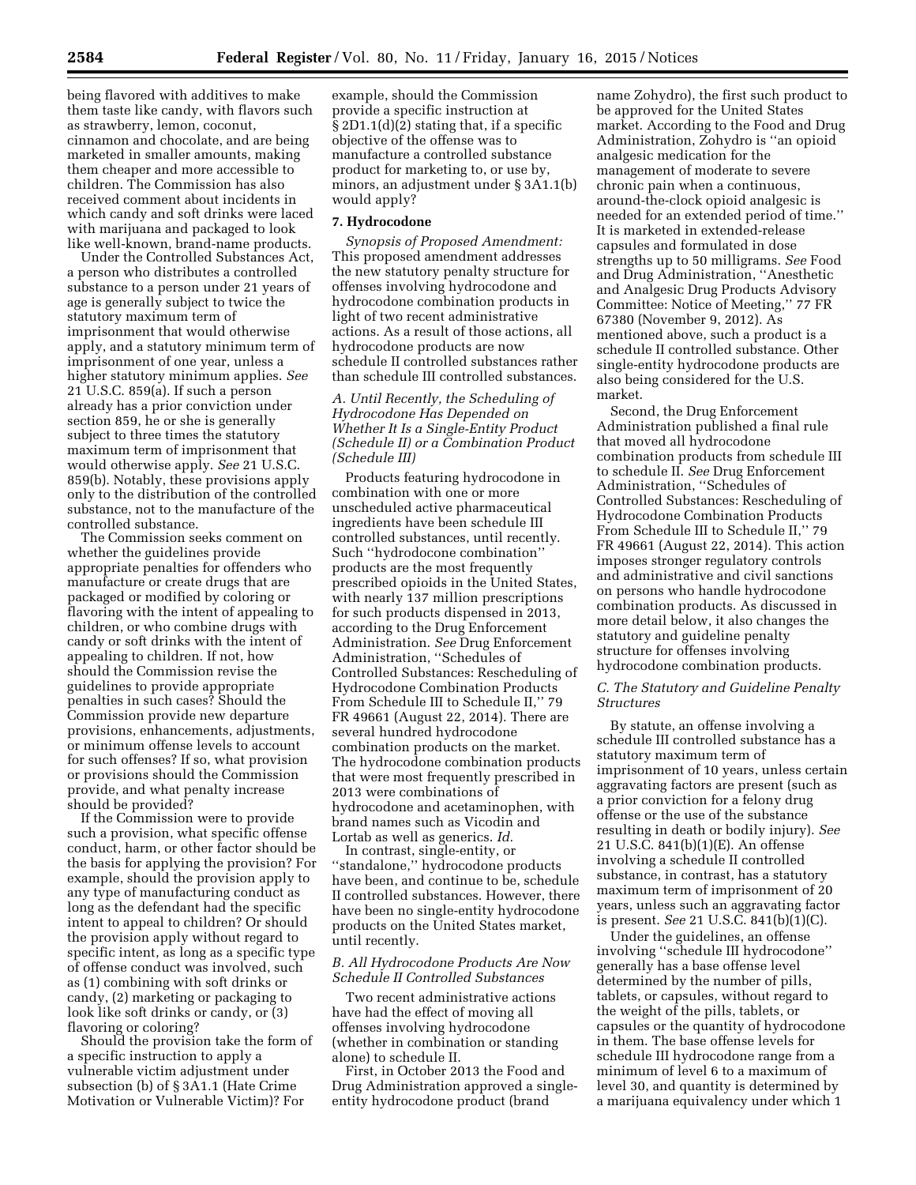being flavored with additives to make them taste like candy, with flavors such as strawberry, lemon, coconut, cinnamon and chocolate, and are being marketed in smaller amounts, making them cheaper and more accessible to children. The Commission has also received comment about incidents in which candy and soft drinks were laced with marijuana and packaged to look like well-known, brand-name products.

Under the Controlled Substances Act, a person who distributes a controlled substance to a person under 21 years of age is generally subject to twice the statutory maximum term of imprisonment that would otherwise apply, and a statutory minimum term of imprisonment of one year, unless a higher statutory minimum applies. *See* 21 U.S.C. 859(a). If such a person already has a prior conviction under section 859, he or she is generally subject to three times the statutory maximum term of imprisonment that would otherwise apply. *See* 21 U.S.C. 859(b). Notably, these provisions apply only to the distribution of the controlled substance, not to the manufacture of the controlled substance.

The Commission seeks comment on whether the guidelines provide appropriate penalties for offenders who manufacture or create drugs that are packaged or modified by coloring or flavoring with the intent of appealing to children, or who combine drugs with candy or soft drinks with the intent of appealing to children. If not, how should the Commission revise the guidelines to provide appropriate penalties in such cases? Should the Commission provide new departure provisions, enhancements, adjustments, or minimum offense levels to account for such offenses? If so, what provision or provisions should the Commission provide, and what penalty increase should be provided?

If the Commission were to provide such a provision, what specific offense conduct, harm, or other factor should be the basis for applying the provision? For example, should the provision apply to any type of manufacturing conduct as long as the defendant had the specific intent to appeal to children? Or should the provision apply without regard to specific intent, as long as a specific type of offense conduct was involved, such as (1) combining with soft drinks or candy, (2) marketing or packaging to look like soft drinks or candy, or (3) flavoring or coloring?

Should the provision take the form of a specific instruction to apply a vulnerable victim adjustment under subsection (b) of § 3A1.1 (Hate Crime Motivation or Vulnerable Victim)? For example, should the Commission provide a specific instruction at § 2D1.1(d)(2) stating that, if a specific objective of the offense was to manufacture a controlled substance product for marketing to, or use by, minors, an adjustment under § 3A1.1(b) would apply?

## 7. Hydrocodone

*Synopsis of Proposed Amendment:* This proposed amendment addresses the new statutory penalty structure for offenses involving hydrocodone and hydrocodone combination products in light of two recent administrative actions. As a result of those actions, all hydrocodone products are now schedule II controlled substances rather than schedule III controlled substances.

### *A. Until Recently, the Scheduling of Hydrocodone Has Depended on Whether It Is a Single-Entity Product (Schedule II) or a Combination Product (Schedule III)*

Products featuring hydrocodone in combination with one or more unscheduled active pharmaceutical ingredients have been schedule III controlled substances, until recently. Such ''hydrodocone combination'' products are the most frequently prescribed opioids in the United States, with nearly 137 million prescriptions for such products dispensed in 2013, according to the Drug Enforcement Administration. *See* Drug Enforcement Administration, ''Schedules of Controlled Substances: Rescheduling of Hydrocodone Combination Products From Schedule III to Schedule II,'' 79 FR 49661 (August 22, 2014). There are several hundred hydrocodone combination products on the market. The hydrocodone combination products that were most frequently prescribed in 2013 were combinations of hydrocodone and acetaminophen, with brand names such as Vicodin and Lortab as well as generics. *Id.*

In contrast, single-entity, or ''standalone,'' hydrocodone products have been, and continue to be, schedule II controlled substances. However, there have been no single-entity hydrocodone products on the United States market, until recently.

### *B. All Hydrocodone Products Are Now Schedule II Controlled Substances*

Two recent administrative actions have had the effect of moving all offenses involving hydrocodone (whether in combination or standing alone) to schedule II.

First, in October 2013 the Food and Drug Administration approved a single-entity hydrocodone product (brand name Zohydro), the first such product to be approved for the United States market. According to the Food and Drug Administration, Zohydro is ''an opioid analgesic medication for the management of moderate to severe chronic pain when a continuous, around-the-clock opioid analgesic is needed for an extended period of time.'' It is marketed in extended-release capsules and formulated in dose strengths up to 50 milligrams. *See* Food and Drug Administration, ''Anesthetic and Analgesic Drug Products Advisory Committee: Notice of Meeting,'' 77 FR 67380 (November 9, 2012). As mentioned above, such a product is a schedule II controlled substance. Other single-entity hydrocodone products are also being considered for the U.S. market.

Second, the Drug Enforcement Administration published a final rule that moved all hydrocodone combination products from schedule III to schedule II. *See* Drug Enforcement Administration, ''Schedules of Controlled Substances: Rescheduling of Hydrocodone Combination Products From Schedule III to Schedule II,'' 79 FR 49661 (August 22, 2014). This action imposes stronger regulatory controls and administrative and civil sanctions on persons who handle hydrocodone combination products. As discussed in more detail below, it also changes the statutory and guideline penalty structure for offenses involving hydrocodone combination products.

### *C. The Statutory and Guideline Penalty Structures*

By statute, an offense involving a schedule III controlled substance has a statutory maximum term of imprisonment of 10 years, unless certain aggravating factors are present (such as a prior conviction for a felony drug offense or the use of the substance resulting in death or bodily injury). *See* 21 U.S.C. 841(b)(1)(E). An offense involving a schedule II controlled substance, in contrast, has a statutory maximum term of imprisonment of 20 years, unless such an aggravating factor is present. *See* 21 U.S.C. 841(b)(1)(C).

Under the guidelines, an offense involving ''schedule III hydrocodone'' generally has a base offense level determined by the number of pills, tablets, or capsules, without regard to the weight of the pills, tablets, or capsules or the quantity of hydrocodone in them. The base offense levels for schedule III hydrocodone range from a minimum of level 6 to a maximum of level 30, and quantity is determined by a marijuana equivalency under which 1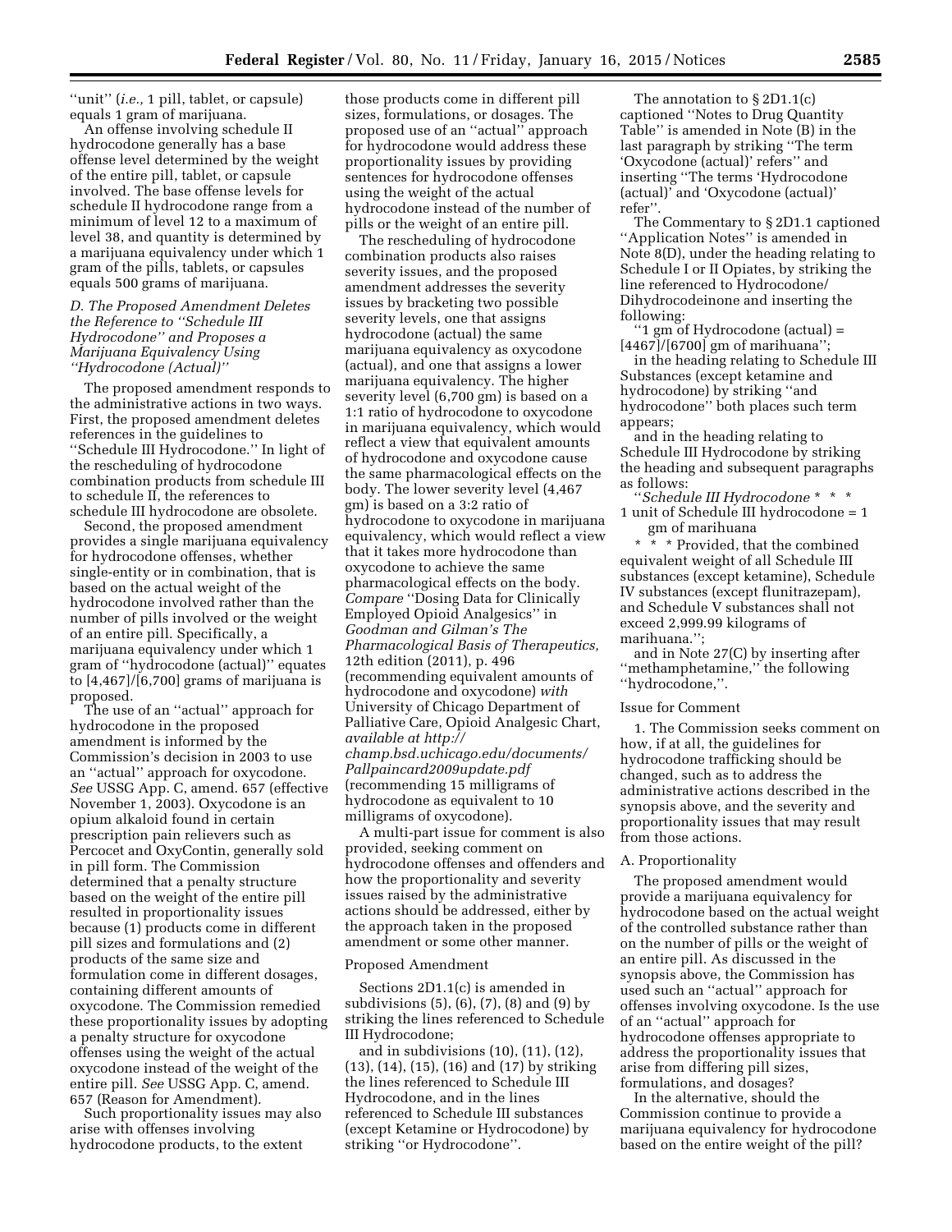''unit'' (*i.e.,* 1 pill, tablet, or capsule) equals 1 gram of marijuana.

An offense involving schedule II hydrocodone generally has a base offense level determined by the weight of the entire pill, tablet, or capsule involved. The base offense levels for schedule II hydrocodone range from a minimum of level 12 to a maximum of level 38, and quantity is determined by a marijuana equivalency under which 1 gram of the pills, tablets, or capsules equals 500 grams of marijuana.

### *D. The Proposed Amendment Deletes the Reference to ''Schedule III Hydrocodone'' and Proposes a Marijuana Equivalency Using ''Hydrocodone (Actual)''*

The proposed amendment responds to the administrative actions in two ways. First, the proposed amendment deletes references in the guidelines to ''Schedule III Hydrocodone.'' In light of the rescheduling of hydrocodone combination products from schedule III to schedule II, the references to schedule III hydrocodone are obsolete.

Second, the proposed amendment provides a single marijuana equivalency for hydrocodone offenses, whether single-entity or in combination, that is based on the actual weight of the hydrocodone involved rather than the number of pills involved or the weight of an entire pill. Specifically, a marijuana equivalency under which 1 gram of ''hydrocodone (actual)'' equates to [4,467]/[6,700] grams of marijuana is proposed.

The use of an ''actual'' approach for hydrocodone in the proposed amendment is informed by the Commission's decision in 2003 to use an ''actual'' approach for oxycodone. *See* USSG App. C, amend. 657 (effective November 1, 2003). Oxycodone is an opium alkaloid found in certain prescription pain relievers such as Percocet and OxyContin, generally sold in pill form. The Commission determined that a penalty structure based on the weight of the entire pill resulted in proportionality issues because (1) products come in different pill sizes and formulations and (2) products of the same size and formulation come in different dosages, containing different amounts of oxycodone. The Commission remedied these proportionality issues by adopting a penalty structure for oxycodone offenses using the weight of the actual oxycodone instead of the weight of the entire pill. *See* USSG App. C, amend. 657 (Reason for Amendment).

Such proportionality issues may also arise with offenses involving hydrocodone products, to the extent those products come in different pill sizes, formulations, or dosages. The proposed use of an ''actual'' approach for hydrocodone would address these proportionality issues by providing sentences for hydrocodone offenses using the weight of the actual hydrocodone instead of the number of pills or the weight of an entire pill.

The rescheduling of hydrocodone combination products also raises severity issues, and the proposed amendment addresses the severity issues by bracketing two possible severity levels, one that assigns hydrocodone (actual) the same marijuana equivalency as oxycodone (actual), and one that assigns a lower marijuana equivalency. The higher severity level (6,700 gm) is based on a 1:1 ratio of hydrocodone to oxycodone in marijuana equivalency, which would reflect a view that equivalent amounts of hydrocodone and oxycodone cause the same pharmacological effects on the body. The lower severity level (4,467 gm) is based on a 3:2 ratio of hydrocodone to oxycodone in marijuana equivalency, which would reflect a view that it takes more hydrocodone than oxycodone to achieve the same pharmacological effects on the body. *Compare* ''Dosing Data for Clinically Employed Opioid Analgesics'' in *Goodman and Gilman's The Pharmacological Basis of Therapeutics,* 12th edition (2011), p. 496 (recommending equivalent amounts of hydrocodone and oxycodone) *with* University of Chicago Department of Palliative Care, Opioid Analgesic Chart, *available at http://champ.bsd.uchicago.edu/documents/Pallpaincard2009update.pdf* (recommending 15 milligrams of hydrocodone as equivalent to 10 milligrams of oxycodone).

A multi-part issue for comment is also provided, seeking comment on hydrocodone offenses and offenders and how the proportionality and severity issues raised by the administrative actions should be addressed, either by the approach taken in the proposed amendment or some other manner.

#### Proposed Amendment

Sections 2D1.1(c) is amended in subdivisions (5), (6), (7), (8) and (9) by striking the lines referenced to Schedule III Hydrocodone;

and in subdivisions (10), (11), (12), (13), (14), (15), (16) and (17) by striking the lines referenced to Schedule III Hydrocodone, and in the lines referenced to Schedule III substances (except Ketamine or Hydrocodone) by striking ''or Hydrocodone''.

The annotation to § 2D1.1(c) captioned ''Notes to Drug Quantity Table'' is amended in Note (B) in the last paragraph by striking ''The term 'Oxycodone (actual)' refers'' and inserting ''The terms 'Hydrocodone (actual)' and 'Oxycodone (actual)' refer''.

The Commentary to § 2D1.1 captioned ''Application Notes'' is amended in Note 8(D), under the heading relating to Schedule I or II Opiates, by striking the line referenced to Hydrocodone/Dihydrocodeinone and inserting the following:

''1 gm of Hydrocodone (actual) = [4467]/[6700] gm of marihuana'';

in the heading relating to Schedule III Substances (except ketamine and hydrocodone) by striking ''and hydrocodone'' both places such term appears;

and in the heading relating to Schedule III Hydrocodone by striking the heading and subsequent paragraphs as follows:

''*Schedule III Hydrocodone* * * *

1 unit of Schedule III hydrocodone = 1 gm of marihuana

* * * Provided, that the combined equivalent weight of all Schedule III substances (except ketamine), Schedule IV substances (except flunitrazepam), and Schedule V substances shall not exceed 2,999.99 kilograms of marihuana.'';

and in Note 27(C) by inserting after ''methamphetamine,'' the following ''hydrocodone,''.

#### Issue for Comment

1. The Commission seeks comment on how, if at all, the guidelines for hydrocodone trafficking should be changed, such as to address the administrative actions described in the synopsis above, and the severity and proportionality issues that may result from those actions.

#### A. Proportionality

The proposed amendment would provide a marijuana equivalency for hydrocodone based on the actual weight of the controlled substance rather than on the number of pills or the weight of an entire pill. As discussed in the synopsis above, the Commission has used such an ''actual'' approach for offenses involving oxycodone. Is the use of an ''actual'' approach for hydrocodone offenses appropriate to address the proportionality issues that arise from differing pill sizes, formulations, and dosages?

In the alternative, should the Commission continue to provide a marijuana equivalency for hydrocodone based on the entire weight of the pill?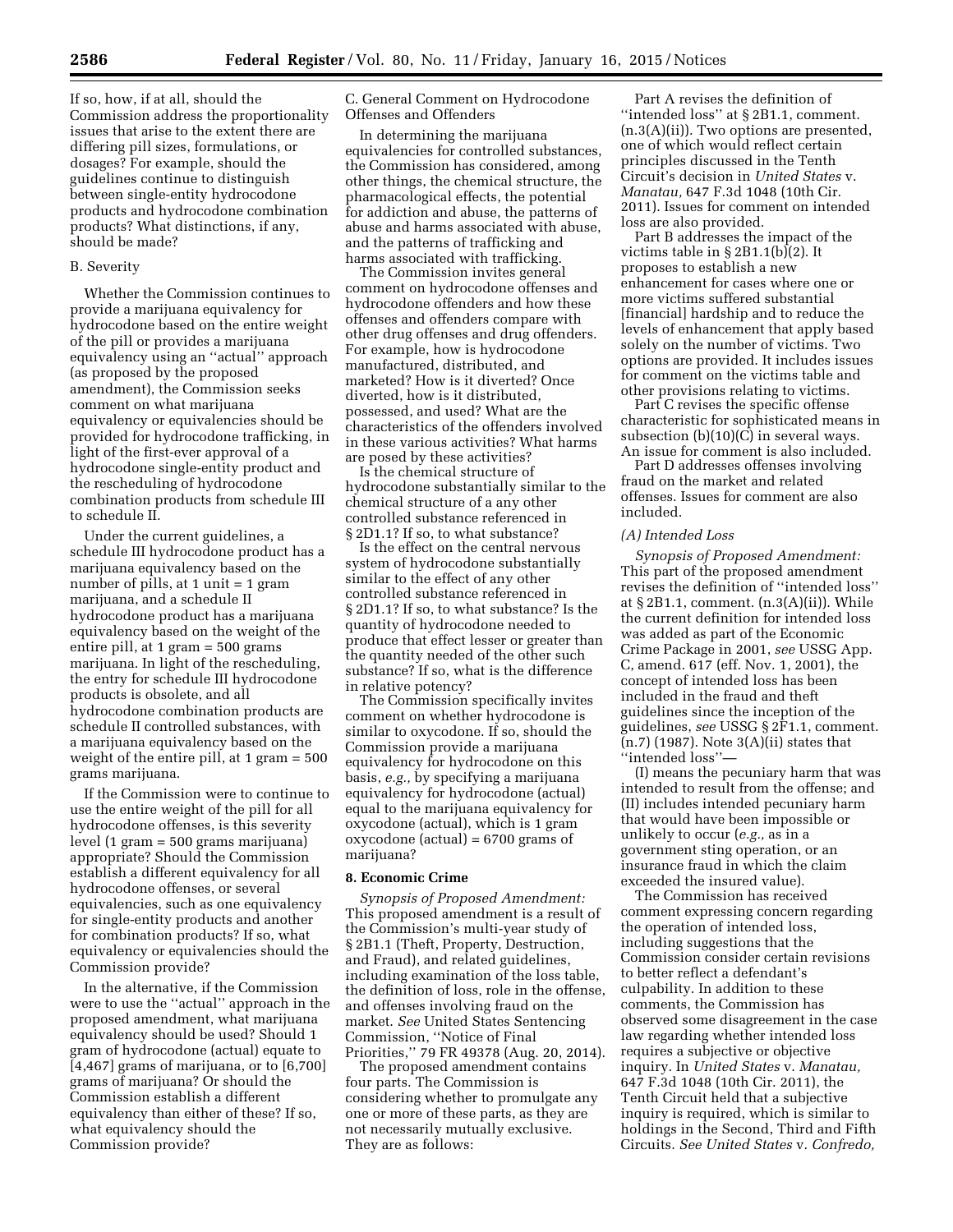If so, how, if at all, should the Commission address the proportionality issues that arise to the extent there are differing pill sizes, formulations, or dosages? For example, should the guidelines continue to distinguish between single-entity hydrocodone products and hydrocodone combination products? What distinctions, if any, should be made?

B. Severity

Whether the Commission continues to provide a marijuana equivalency for hydrocodone based on the entire weight of the pill or provides a marijuana equivalency using an ''actual'' approach (as proposed by the proposed amendment), the Commission seeks comment on what marijuana equivalency or equivalencies should be provided for hydrocodone trafficking, in light of the first-ever approval of a hydrocodone single-entity product and the rescheduling of hydrocodone combination products from schedule III to schedule II.

Under the current guidelines, a schedule III hydrocodone product has a marijuana equivalency based on the number of pills, at 1 unit = 1 gram marijuana, and a schedule II hydrocodone product has a marijuana equivalency based on the weight of the entire pill, at 1 gram = 500 grams marijuana. In light of the rescheduling, the entry for schedule III hydrocodone products is obsolete, and all hydrocodone combination products are schedule II controlled substances, with a marijuana equivalency based on the weight of the entire pill, at 1 gram = 500 grams marijuana.

If the Commission were to continue to use the entire weight of the pill for all hydrocodone offenses, is this severity level (1 gram = 500 grams marijuana) appropriate? Should the Commission establish a different equivalency for all hydrocodone offenses, or several equivalencies, such as one equivalency for single-entity products and another for combination products? If so, what equivalency or equivalencies should the Commission provide?

In the alternative, if the Commission were to use the ''actual'' approach in the proposed amendment, what marijuana equivalency should be used? Should 1 gram of hydrocodone (actual) equate to [4,467] grams of marijuana, or to [6,700] grams of marijuana? Or should the Commission establish a different equivalency than either of these? If so, what equivalency should the Commission provide?

C. General Comment on Hydrocodone Offenses and Offenders

In determining the marijuana equivalencies for controlled substances, the Commission has considered, among other things, the chemical structure, the pharmacological effects, the potential for addiction and abuse, the patterns of abuse and harms associated with abuse, and the patterns of trafficking and harms associated with trafficking.

The Commission invites general comment on hydrocodone offenses and hydrocodone offenders and how these offenses and offenders compare with other drug offenses and drug offenders. For example, how is hydrocodone manufactured, distributed, and marketed? How is it diverted? Once diverted, how is it distributed, possessed, and used? What are the characteristics of the offenders involved in these various activities? What harms are posed by these activities?

Is the chemical structure of hydrocodone substantially similar to the chemical structure of a any other controlled substance referenced in § 2D1.1? If so, to what substance?

Is the effect on the central nervous system of hydrocodone substantially similar to the effect of any other controlled substance referenced in § 2D1.1? If so, to what substance? Is the quantity of hydrocodone needed to produce that effect lesser or greater than the quantity needed of the other such substance? If so, what is the difference in relative potency?

The Commission specifically invites comment on whether hydrocodone is similar to oxycodone. If so, should the Commission provide a marijuana equivalency for hydrocodone on this basis, *e.g.,* by specifying a marijuana equivalency for hydrocodone (actual) equal to the marijuana equivalency for oxycodone (actual), which is 1 gram oxycodone (actual) = 6700 grams of marijuana?

**8. Economic Crime**

*Synopsis of Proposed Amendment:* This proposed amendment is a result of the Commission's multi-year study of § 2B1.1 (Theft, Property, Destruction, and Fraud), and related guidelines, including examination of the loss table, the definition of loss, role in the offense, and offenses involving fraud on the market. *See* United States Sentencing Commission, ''Notice of Final Priorities,'' 79 FR 49378 (Aug. 20, 2014).

The proposed amendment contains four parts. The Commission is considering whether to promulgate any one or more of these parts, as they are not necessarily mutually exclusive. They are as follows:

Part A revises the definition of ''intended loss'' at § 2B1.1, comment. (n.3(A)(ii)). Two options are presented, one of which would reflect certain principles discussed in the Tenth Circuit's decision in *United States* v. *Manatau,* 647 F.3d 1048 (10th Cir. 2011). Issues for comment on intended loss are also provided.

Part B addresses the impact of the victims table in § 2B1.1(b)(2). It proposes to establish a new enhancement for cases where one or more victims suffered substantial [financial] hardship and to reduce the levels of enhancement that apply based solely on the number of victims. Two options are provided. It includes issues for comment on the victims table and other provisions relating to victims.

Part C revises the specific offense characteristic for sophisticated means in subsection (b)(10)(C) in several ways. An issue for comment is also included.

Part D addresses offenses involving fraud on the market and related offenses. Issues for comment are also included.

*(A) Intended Loss*

*Synopsis of Proposed Amendment:* This part of the proposed amendment revises the definition of ''intended loss'' at § 2B1.1, comment. (n.3(A)(ii)). While the current definition for intended loss was added as part of the Economic Crime Package in 2001, *see* USSG App. C, amend. 617 (eff. Nov. 1, 2001), the concept of intended loss has been included in the fraud and theft guidelines since the inception of the guidelines, *see* USSG § 2F1.1, comment. (n.7) (1987). Note 3(A)(ii) states that ''intended loss''—

(I) means the pecuniary harm that was intended to result from the offense; and (II) includes intended pecuniary harm that would have been impossible or unlikely to occur (*e.g.,* as in a government sting operation, or an insurance fraud in which the claim exceeded the insured value).

The Commission has received comment expressing concern regarding the operation of intended loss, including suggestions that the Commission consider certain revisions to better reflect a defendant's culpability. In addition to these comments, the Commission has observed some disagreement in the case law regarding whether intended loss requires a subjective or objective inquiry. In *United States* v. *Manatau,* 647 F.3d 1048 (10th Cir. 2011), the Tenth Circuit held that a subjective inquiry is required, which is similar to holdings in the Second, Third and Fifth Circuits. *See United States* v. *Confredo,*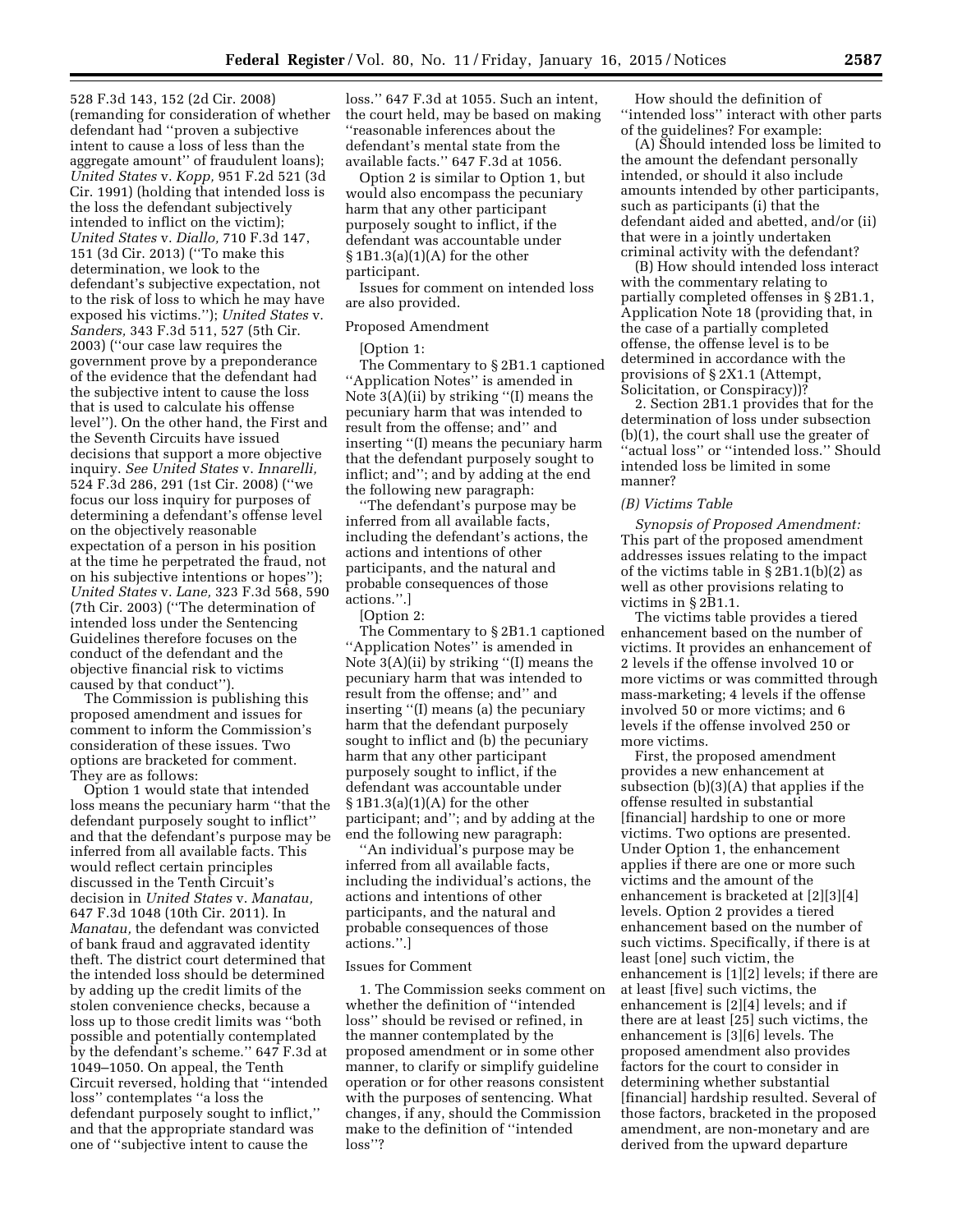528 F.3d 143, 152 (2d Cir. 2008) (remanding for consideration of whether defendant had ''proven a subjective intent to cause a loss of less than the aggregate amount'' of fraudulent loans); *United States* v. *Kopp,* 951 F.2d 521 (3d Cir. 1991) (holding that intended loss is the loss the defendant subjectively intended to inflict on the victim); *United States* v. *Diallo,* 710 F.3d 147, 151 (3d Cir. 2013) (''To make this determination, we look to the defendant's subjective expectation, not to the risk of loss to which he may have exposed his victims.''); *United States* v. *Sanders,* 343 F.3d 511, 527 (5th Cir. 2003) (''our case law requires the government prove by a preponderance of the evidence that the defendant had the subjective intent to cause the loss that is used to calculate his offense level''). On the other hand, the First and the Seventh Circuits have issued decisions that support a more objective inquiry. *See United States* v. *Innarelli,* 524 F.3d 286, 291 (1st Cir. 2008) (''we focus our loss inquiry for purposes of determining a defendant's offense level on the objectively reasonable expectation of a person in his position at the time he perpetrated the fraud, not on his subjective intentions or hopes''); *United States* v. *Lane,* 323 F.3d 568, 590 (7th Cir. 2003) (''The determination of intended loss under the Sentencing Guidelines therefore focuses on the conduct of the defendant and the objective financial risk to victims caused by that conduct'').

The Commission is publishing this proposed amendment and issues for comment to inform the Commission's consideration of these issues. Two options are bracketed for comment. They are as follows:

Option 1 would state that intended loss means the pecuniary harm ''that the defendant purposely sought to inflict'' and that the defendant's purpose may be inferred from all available facts. This would reflect certain principles discussed in the Tenth Circuit's decision in *United States* v. *Manatau,* 647 F.3d 1048 (10th Cir. 2011). In *Manatau,* the defendant was convicted of bank fraud and aggravated identity theft. The district court determined that the intended loss should be determined by adding up the credit limits of the stolen convenience checks, because a loss up to those credit limits was ''both possible and potentially contemplated by the defendant's scheme.'' 647 F.3d at 1049–1050. On appeal, the Tenth Circuit reversed, holding that ''intended loss'' contemplates ''a loss the defendant purposely sought to inflict,'' and that the appropriate standard was one of ''subjective intent to cause the loss.'' 647 F.3d at 1055. Such an intent, the court held, may be based on making ''reasonable inferences about the defendant's mental state from the available facts.'' 647 F.3d at 1056.

Option 2 is similar to Option 1, but would also encompass the pecuniary harm that any other participant purposely sought to inflict, if the defendant was accountable under § 1B1.3(a)(1)(A) for the other participant.

Issues for comment on intended loss are also provided.

Proposed Amendment

[Option 1:

The Commentary to § 2B1.1 captioned ''Application Notes'' is amended in Note 3(A)(ii) by striking ''(I) means the pecuniary harm that was intended to result from the offense; and'' and inserting ''(I) means the pecuniary harm that the defendant purposely sought to inflict; and''; and by adding at the end the following new paragraph:

''The defendant's purpose may be inferred from all available facts, including the defendant's actions, the actions and intentions of other participants, and the natural and probable consequences of those actions.''.]

[Option 2:

The Commentary to § 2B1.1 captioned ''Application Notes'' is amended in Note 3(A)(ii) by striking ''(I) means the pecuniary harm that was intended to result from the offense; and'' and inserting ''(I) means (a) the pecuniary harm that the defendant purposely sought to inflict and (b) the pecuniary harm that any other participant purposely sought to inflict, if the defendant was accountable under § 1B1.3(a)(1)(A) for the other participant; and''; and by adding at the end the following new paragraph:

''An individual's purpose may be inferred from all available facts, including the individual's actions, the actions and intentions of other participants, and the natural and probable consequences of those actions.''.]

Issues for Comment

1. The Commission seeks comment on whether the definition of ''intended loss'' should be revised or refined, in the manner contemplated by the proposed amendment or in some other manner, to clarify or simplify guideline operation or for other reasons consistent with the purposes of sentencing. What changes, if any, should the Commission make to the definition of ''intended loss''?

How should the definition of ''intended loss'' interact with other parts of the guidelines? For example:

(A) Should intended loss be limited to the amount the defendant personally intended, or should it also include amounts intended by other participants, such as participants (i) that the defendant aided and abetted, and/or (ii) that were in a jointly undertaken criminal activity with the defendant?

(B) How should intended loss interact with the commentary relating to partially completed offenses in § 2B1.1, Application Note 18 (providing that, in the case of a partially completed offense, the offense level is to be determined in accordance with the provisions of § 2X1.1 (Attempt, Solicitation, or Conspiracy))?

2. Section 2B1.1 provides that for the determination of loss under subsection (b)(1), the court shall use the greater of ''actual loss'' or ''intended loss.'' Should intended loss be limited in some manner?

*(B) Victims Table*

*Synopsis of Proposed Amendment:* This part of the proposed amendment addresses issues relating to the impact of the victims table in § 2B1.1(b)(2) as well as other provisions relating to victims in § 2B1.1.

The victims table provides a tiered enhancement based on the number of victims. It provides an enhancement of 2 levels if the offense involved 10 or more victims or was committed through mass-marketing; 4 levels if the offense involved 50 or more victims; and 6 levels if the offense involved 250 or more victims.

First, the proposed amendment provides a new enhancement at subsection (b)(3)(A) that applies if the offense resulted in substantial [financial] hardship to one or more victims. Two options are presented. Under Option 1, the enhancement applies if there are one or more such victims and the amount of the enhancement is bracketed at [2][3][4] levels. Option 2 provides a tiered enhancement based on the number of such victims. Specifically, if there is at least [one] such victim, the enhancement is [1][2] levels; if there are at least [five] such victims, the enhancement is [2][4] levels; and if there are at least [25] such victims, the enhancement is [3][6] levels. The proposed amendment also provides factors for the court to consider in determining whether substantial [financial] hardship resulted. Several of those factors, bracketed in the proposed amendment, are non-monetary and are derived from the upward departure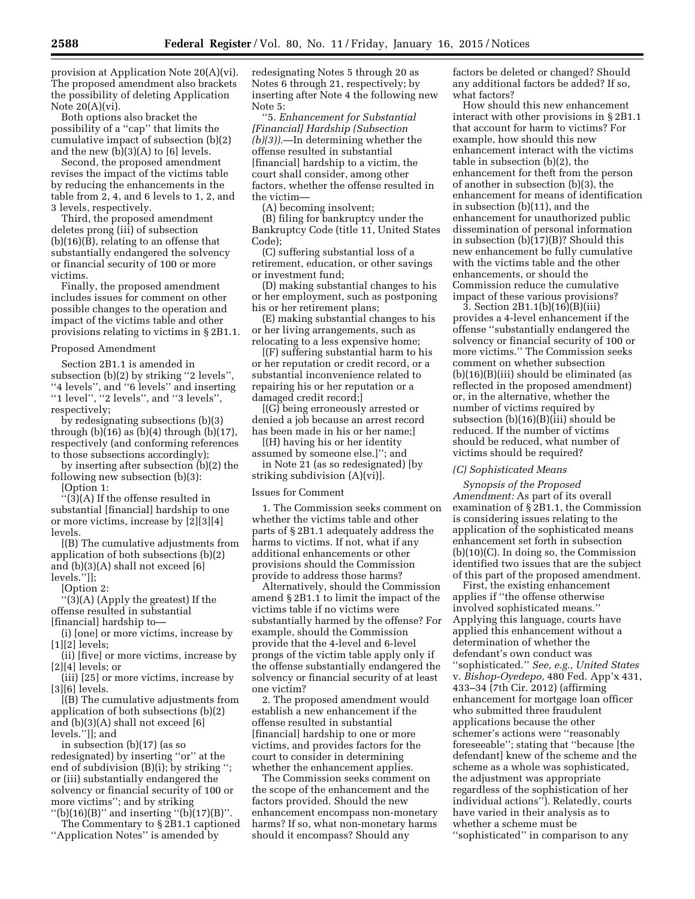provision at Application Note 20(A)(vi). The proposed amendment also brackets the possibility of deleting Application Note 20(A)(vi).

Both options also bracket the possibility of a "cap" that limits the cumulative impact of subsection (b)(2) and the new (b)(3)(A) to [6] levels.

Second, the proposed amendment revises the impact of the victims table by reducing the enhancements in the table from 2, 4, and 6 levels to 1, 2, and 3 levels, respectively.

Third, the proposed amendment deletes prong (iii) of subsection (b)(16)(B), relating to an offense that substantially endangered the solvency or financial security of 100 or more victims.

Finally, the proposed amendment includes issues for comment on other possible changes to the operation and impact of the victims table and other provisions relating to victims in § 2B1.1.

Proposed Amendment

Section 2B1.1 is amended in subsection (b)(2) by striking "2 levels", "4 levels", and "6 levels" and inserting "1 level", "2 levels", and "3 levels", respectively;

by redesignating subsections (b)(3) through (b)(16) as (b)(4) through (b)(17), respectively (and conforming references to those subsections accordingly);

by inserting after subsection (b)(2) the following new subsection (b)(3):

[Option 1:

"(3)(A) If the offense resulted in substantial [financial] hardship to one or more victims, increase by [2][3][4] levels.

[(B) The cumulative adjustments from application of both subsections (b)(2) and (b)(3)(A) shall not exceed [6] levels."]];

[Option 2:

"(3)(A) (Apply the greatest) If the offense resulted in substantial [financial] hardship to—

(i) [one] or more victims, increase by [1][2] levels;

(ii) [five] or more victims, increase by [2][4] levels; or

(iii) [25] or more victims, increase by [3][6] levels.

[(B) The cumulative adjustments from application of both subsections (b)(2) and (b)(3)(A) shall not exceed [6] levels."]]; and

in subsection (b)(17) (as so redesignated) by inserting "or" at the end of subdivision (B)(i); by striking "; or (iii) substantially endangered the solvency or financial security of 100 or more victims"; and by striking "(b)(16)(B)" and inserting "(b)(17)(B)".

The Commentary to § 2B1.1 captioned "Application Notes" is amended by redesignating Notes 5 through 20 as Notes 6 through 21, respectively; by inserting after Note 4 the following new Note 5:

"5. *Enhancement for Substantial [Financial] Hardship (Subsection (b)(3)).*—In determining whether the offense resulted in substantial [financial] hardship to a victim, the court shall consider, among other factors, whether the offense resulted in the victim—

(A) becoming insolvent;

(B) filing for bankruptcy under the Bankruptcy Code (title 11, United States Code);

(C) suffering substantial loss of a retirement, education, or other savings or investment fund;

(D) making substantial changes to his or her employment, such as postponing his or her retirement plans;

(E) making substantial changes to his or her living arrangements, such as relocating to a less expensive home;

[(F) suffering substantial harm to his or her reputation or credit record, or a substantial inconvenience related to repairing his or her reputation or a damaged credit record;]

[(G) being erroneously arrested or denied a job because an arrest record has been made in his or her name;]

[(H) having his or her identity assumed by someone else.]"; and

in Note 21 (as so redesignated) [by striking subdivision (A)(vi)].

Issues for Comment

1. The Commission seeks comment on whether the victims table and other parts of § 2B1.1 adequately address the harms to victims. If not, what if any additional enhancements or other provisions should the Commission provide to address those harms?

Alternatively, should the Commission amend § 2B1.1 to limit the impact of the victims table if no victims were substantially harmed by the offense? For example, should the Commission provide that the 4-level and 6-level prongs of the victim table apply only if the offense substantially endangered the solvency or financial security of at least one victim?

2. The proposed amendment would establish a new enhancement if the offense resulted in substantial [financial] hardship to one or more victims, and provides factors for the court to consider in determining whether the enhancement applies.

The Commission seeks comment on the scope of the enhancement and the factors provided. Should the new enhancement encompass non-monetary harms? If so, what non-monetary harms should it encompass? Should any factors be deleted or changed? Should any additional factors be added? If so, what factors?

How should this new enhancement interact with other provisions in § 2B1.1 that account for harm to victims? For example, how should this new enhancement interact with the victims table in subsection (b)(2), the enhancement for theft from the person of another in subsection (b)(3), the enhancement for means of identification in subsection (b)(11), and the enhancement for unauthorized public dissemination of personal information in subsection (b)(17)(B)? Should this new enhancement be fully cumulative with the victims table and the other enhancements, or should the Commission reduce the cumulative impact of these various provisions?

3. Section 2B1.1(b)(16)(B)(iii) provides a 4-level enhancement if the offense "substantially endangered the solvency or financial security of 100 or more victims." The Commission seeks comment on whether subsection (b)(16)(B)(iii) should be eliminated (as reflected in the proposed amendment) or, in the alternative, whether the number of victims required by subsection (b)(16)(B)(iii) should be reduced. If the number of victims should be reduced, what number of victims should be required?

### *(C) Sophisticated Means*

*Synopsis of the Proposed Amendment:* As part of its overall examination of § 2B1.1, the Commission is considering issues relating to the application of the sophisticated means enhancement set forth in subsection (b)(10)(C). In doing so, the Commission identified two issues that are the subject of this part of the proposed amendment.

First, the existing enhancement applies if "the offense otherwise involved sophisticated means." Applying this language, courts have applied this enhancement without a determination of whether the defendant's own conduct was "sophisticated." *See, e.g., United States* v. *Bishop-Oyedepo,* 480 Fed. App'x 431, 433–34 (7th Cir. 2012) (affirming enhancement for mortgage loan officer who submitted three fraudulent applications because the other schemer's actions were "reasonably foreseeable"; stating that "because [the defendant] knew of the scheme and the scheme as a whole was sophisticated, the adjustment was appropriate regardless of the sophistication of her individual actions"). Relatedly, courts have varied in their analysis as to whether a scheme must be "sophisticated" in comparison to any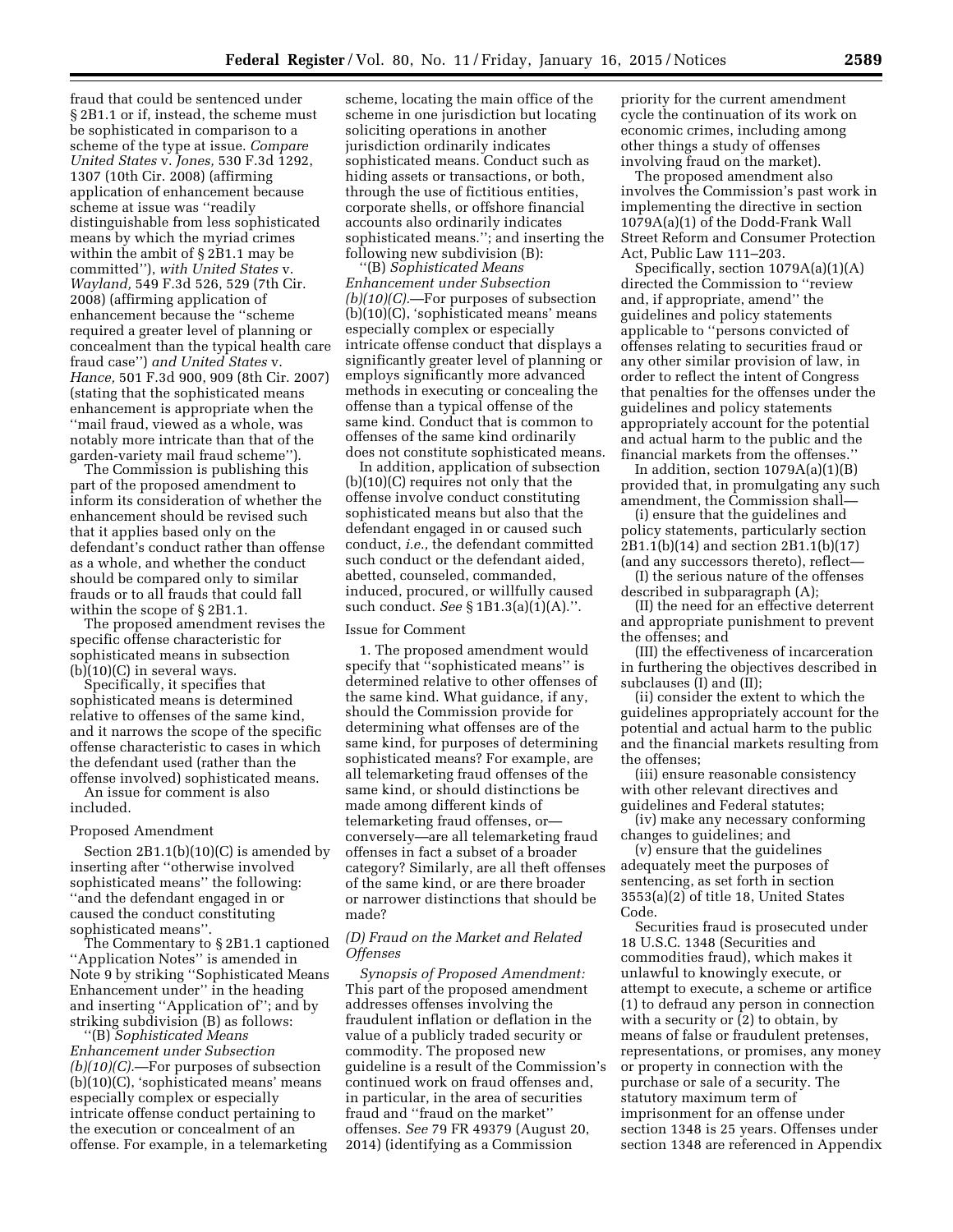fraud that could be sentenced under § 2B1.1 or if, instead, the scheme must be sophisticated in comparison to a scheme of the type at issue. *Compare United States* v. *Jones,* 530 F.3d 1292, 1307 (10th Cir. 2008) (affirming application of enhancement because scheme at issue was ''readily distinguishable from less sophisticated means by which the myriad crimes within the ambit of § 2B1.1 may be committed''), *with United States* v. *Wayland,* 549 F.3d 526, 529 (7th Cir. 2008) (affirming application of enhancement because the ''scheme required a greater level of planning or concealment than the typical health care fraud case'') *and United States* v. *Hance,* 501 F.3d 900, 909 (8th Cir. 2007) (stating that the sophisticated means enhancement is appropriate when the ''mail fraud, viewed as a whole, was notably more intricate than that of the garden-variety mail fraud scheme'').

The Commission is publishing this part of the proposed amendment to inform its consideration of whether the enhancement should be revised such that it applies based only on the defendant's conduct rather than offense as a whole, and whether the conduct should be compared only to similar frauds or to all frauds that could fall within the scope of § 2B1.1.

The proposed amendment revises the specific offense characteristic for sophisticated means in subsection (b)(10)(C) in several ways.

Specifically, it specifies that sophisticated means is determined relative to offenses of the same kind, and it narrows the scope of the specific offense characteristic to cases in which the defendant used (rather than the offense involved) sophisticated means.

An issue for comment is also included.

Proposed Amendment

Section 2B1.1(b)(10)(C) is amended by inserting after ''otherwise involved sophisticated means'' the following: ''and the defendant engaged in or caused the conduct constituting sophisticated means''.

The Commentary to § 2B1.1 captioned ''Application Notes'' is amended in Note 9 by striking ''Sophisticated Means Enhancement under'' in the heading and inserting ''Application of''; and by striking subdivision (B) as follows:

''(B) *Sophisticated Means Enhancement under Subsection (b)(10)(C).*—For purposes of subsection (b)(10)(C), 'sophisticated means' means especially complex or especially intricate offense conduct pertaining to the execution or concealment of an offense. For example, in a telemarketing scheme, locating the main office of the scheme in one jurisdiction but locating soliciting operations in another jurisdiction ordinarily indicates sophisticated means. Conduct such as hiding assets or transactions, or both, through the use of fictitious entities, corporate shells, or offshore financial accounts also ordinarily indicates sophisticated means.''; and inserting the following new subdivision (B):

''(B) *Sophisticated Means Enhancement under Subsection (b)(10)(C).*—For purposes of subsection (b)(10)(C), 'sophisticated means' means especially complex or especially intricate offense conduct that displays a significantly greater level of planning or employs significantly more advanced methods in executing or concealing the offense than a typical offense of the same kind. Conduct that is common to offenses of the same kind ordinarily does not constitute sophisticated means.

In addition, application of subsection (b)(10)(C) requires not only that the offense involve conduct constituting sophisticated means but also that the defendant engaged in or caused such conduct, *i.e.,* the defendant committed such conduct or the defendant aided, abetted, counseled, commanded, induced, procured, or willfully caused such conduct. *See* § 1B1.3(a)(1)(A).''.

Issue for Comment

1. The proposed amendment would specify that ''sophisticated means'' is determined relative to other offenses of the same kind. What guidance, if any, should the Commission provide for determining what offenses are of the same kind, for purposes of determining sophisticated means? For example, are all telemarketing fraud offenses of the same kind, or should distinctions be made among different kinds of telemarketing fraud offenses, or—conversely—are all telemarketing fraud offenses in fact a subset of a broader category? Similarly, are all theft offenses of the same kind, or are there broader or narrower distinctions that should be made?

*(D) Fraud on the Market and Related Offenses*

*Synopsis of Proposed Amendment:* This part of the proposed amendment addresses offenses involving the fraudulent inflation or deflation in the value of a publicly traded security or commodity. The proposed new guideline is a result of the Commission's continued work on fraud offenses and, in particular, in the area of securities fraud and ''fraud on the market'' offenses. *See* 79 FR 49379 (August 20, 2014) (identifying as a Commission priority for the current amendment cycle the continuation of its work on economic crimes, including among other things a study of offenses involving fraud on the market).

The proposed amendment also involves the Commission's past work in implementing the directive in section 1079A(a)(1) of the Dodd-Frank Wall Street Reform and Consumer Protection Act, Public Law 111–203.

Specifically, section 1079A(a)(1)(A) directed the Commission to ''review and, if appropriate, amend'' the guidelines and policy statements applicable to ''persons convicted of offenses relating to securities fraud or any other similar provision of law, in order to reflect the intent of Congress that penalties for the offenses under the guidelines and policy statements appropriately account for the potential and actual harm to the public and the financial markets from the offenses.''

In addition, section 1079A(a)(1)(B) provided that, in promulgating any such amendment, the Commission shall—

(i) ensure that the guidelines and policy statements, particularly section 2B1.1(b)(14) and section 2B1.1(b)(17) (and any successors thereto), reflect—

(I) the serious nature of the offenses described in subparagraph (A);

(II) the need for an effective deterrent and appropriate punishment to prevent the offenses; and

(III) the effectiveness of incarceration in furthering the objectives described in subclauses (I) and (II);

(ii) consider the extent to which the guidelines appropriately account for the potential and actual harm to the public and the financial markets resulting from the offenses;

(iii) ensure reasonable consistency with other relevant directives and guidelines and Federal statutes;

(iv) make any necessary conforming changes to guidelines; and

(v) ensure that the guidelines adequately meet the purposes of sentencing, as set forth in section 3553(a)(2) of title 18, United States Code.

Securities fraud is prosecuted under 18 U.S.C. 1348 (Securities and commodities fraud), which makes it unlawful to knowingly execute, or attempt to execute, a scheme or artifice (1) to defraud any person in connection with a security or (2) to obtain, by means of false or fraudulent pretenses, representations, or promises, any money or property in connection with the purchase or sale of a security. The statutory maximum term of imprisonment for an offense under section 1348 is 25 years. Offenses under section 1348 are referenced in Appendix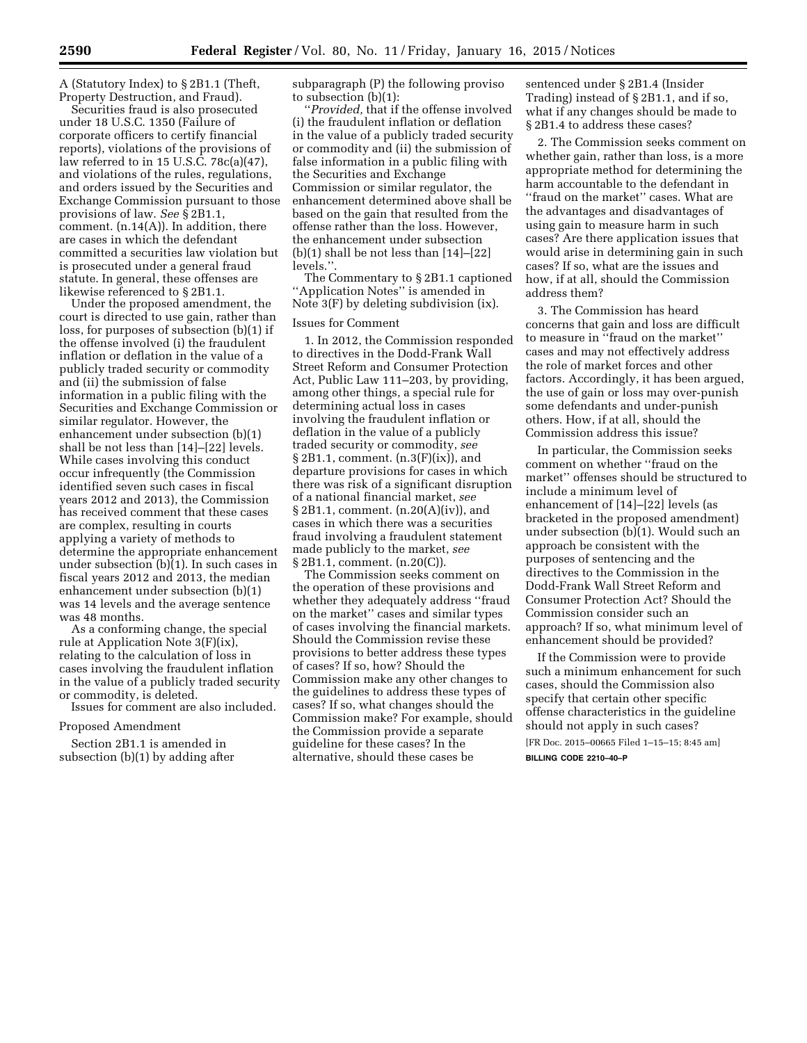A (Statutory Index) to § 2B1.1 (Theft, Property Destruction, and Fraud).

Securities fraud is also prosecuted under 18 U.S.C. 1350 (Failure of corporate officers to certify financial reports), violations of the provisions of law referred to in 15 U.S.C. 78c(a)(47), and violations of the rules, regulations, and orders issued by the Securities and Exchange Commission pursuant to those provisions of law. *See* § 2B1.1, comment. (n.14(A)). In addition, there are cases in which the defendant committed a securities law violation but is prosecuted under a general fraud statute. In general, these offenses are likewise referenced to § 2B1.1.

Under the proposed amendment, the court is directed to use gain, rather than loss, for purposes of subsection (b)(1) if the offense involved (i) the fraudulent inflation or deflation in the value of a publicly traded security or commodity and (ii) the submission of false information in a public filing with the Securities and Exchange Commission or similar regulator. However, the enhancement under subsection (b)(1) shall be not less than [14]–[22] levels. While cases involving this conduct occur infrequently (the Commission identified seven such cases in fiscal years 2012 and 2013), the Commission has received comment that these cases are complex, resulting in courts applying a variety of methods to determine the appropriate enhancement under subsection (b)(1). In such cases in fiscal years 2012 and 2013, the median enhancement under subsection (b)(1) was 14 levels and the average sentence was 48 months.

As a conforming change, the special rule at Application Note 3(F)(ix), relating to the calculation of loss in cases involving the fraudulent inflation in the value of a publicly traded security or commodity, is deleted.

Issues for comment are also included.

Proposed Amendment

Section 2B1.1 is amended in subsection (b)(1) by adding after subparagraph (P) the following proviso to subsection (b)(1):

''*Provided,* that if the offense involved (i) the fraudulent inflation or deflation in the value of a publicly traded security or commodity and (ii) the submission of false information in a public filing with the Securities and Exchange Commission or similar regulator, the enhancement determined above shall be based on the gain that resulted from the offense rather than the loss. However, the enhancement under subsection (b)(1) shall be not less than [14]–[22] levels.''.

The Commentary to § 2B1.1 captioned ''Application Notes'' is amended in Note 3(F) by deleting subdivision (ix).

Issues for Comment

1. In 2012, the Commission responded to directives in the Dodd-Frank Wall Street Reform and Consumer Protection Act, Public Law 111–203, by providing, among other things, a special rule for determining actual loss in cases involving the fraudulent inflation or deflation in the value of a publicly traded security or commodity, *see* § 2B1.1, comment. (n.3(F)(ix)), and departure provisions for cases in which there was risk of a significant disruption of a national financial market, *see* § 2B1.1, comment. (n.20(A)(iv)), and cases in which there was a securities fraud involving a fraudulent statement made publicly to the market, *see* § 2B1.1, comment. (n.20(C)).

The Commission seeks comment on the operation of these provisions and whether they adequately address ''fraud on the market'' cases and similar types of cases involving the financial markets. Should the Commission revise these provisions to better address these types of cases? If so, how? Should the Commission make any other changes to the guidelines to address these types of cases? If so, what changes should the Commission make? For example, should the Commission provide a separate guideline for these cases? In the alternative, should these cases be sentenced under § 2B1.4 (Insider Trading) instead of § 2B1.1, and if so, what if any changes should be made to § 2B1.4 to address these cases?

2. The Commission seeks comment on whether gain, rather than loss, is a more appropriate method for determining the harm accountable to the defendant in ''fraud on the market'' cases. What are the advantages and disadvantages of using gain to measure harm in such cases? Are there application issues that would arise in determining gain in such cases? If so, what are the issues and how, if at all, should the Commission address them?

3. The Commission has heard concerns that gain and loss are difficult to measure in ''fraud on the market'' cases and may not effectively address the role of market forces and other factors. Accordingly, it has been argued, the use of gain or loss may over-punish some defendants and under-punish others. How, if at all, should the Commission address this issue?

In particular, the Commission seeks comment on whether ''fraud on the market'' offenses should be structured to include a minimum level of enhancement of [14]–[22] levels (as bracketed in the proposed amendment) under subsection (b)(1). Would such an approach be consistent with the purposes of sentencing and the directives to the Commission in the Dodd-Frank Wall Street Reform and Consumer Protection Act? Should the Commission consider such an approach? If so, what minimum level of enhancement should be provided?

If the Commission were to provide such a minimum enhancement for such cases, should the Commission also specify that certain other specific offense characteristics in the guideline should not apply in such cases?

[FR Doc. 2015–00665 Filed 1–15–15; 8:45 am]

BILLING CODE 2210–40–P